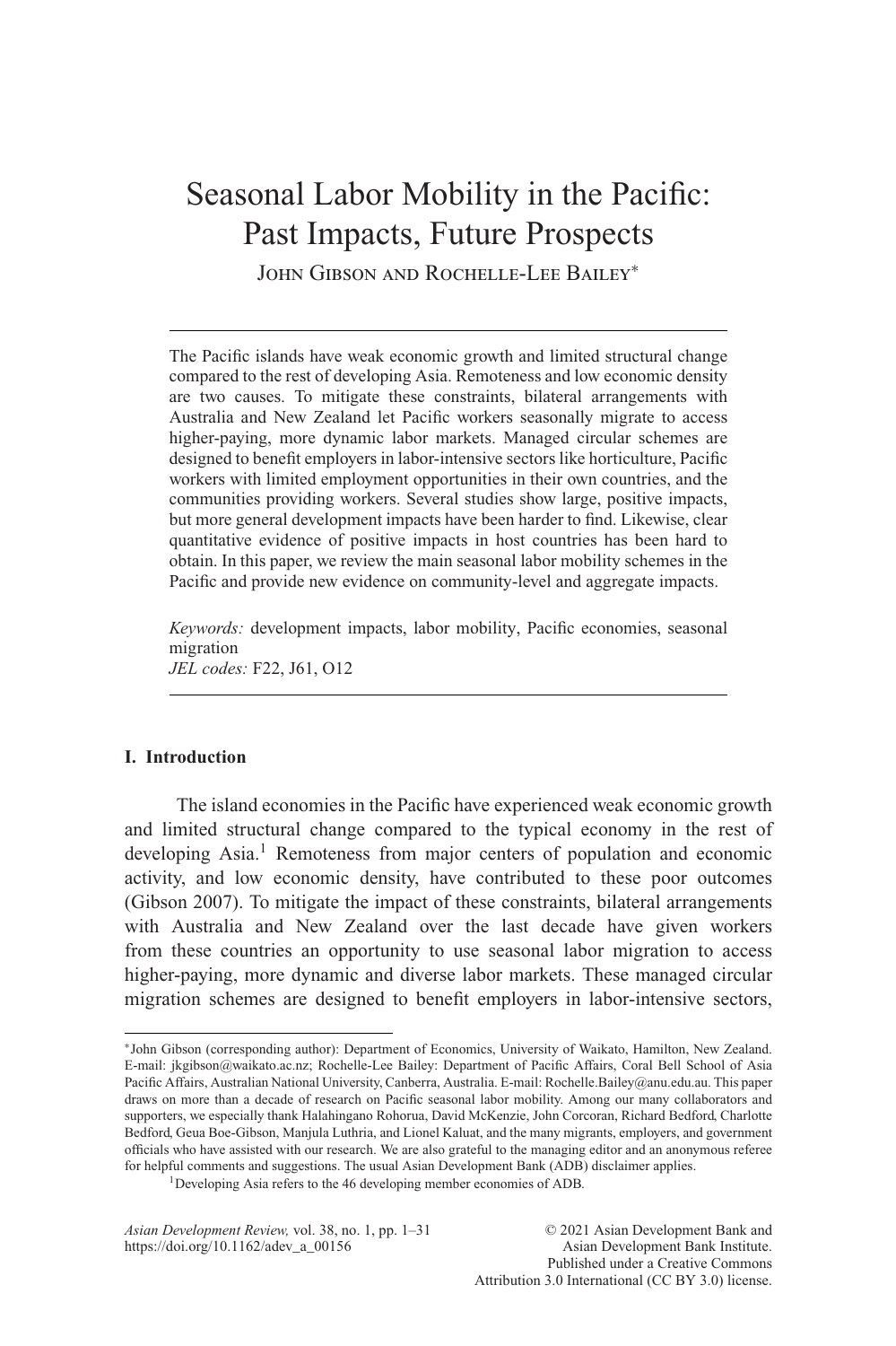# Seasonal Labor Mobility in the Pacific: Past Impacts, Future Prospects

John Gibson and Rochelle-Lee Bailey*

The Pacific islands have weak economic growth and limited structural change compared to the rest of developing Asia. Remoteness and low economic density are two causes. To mitigate these constraints, bilateral arrangements with Australia and New Zealand let Pacific workers seasonally migrate to access higher-paying, more dynamic labor markets. Managed circular schemes are designed to benefit employers in labor-intensive sectors like horticulture, Pacific workers with limited employment opportunities in their own countries, and the communities providing workers. Several studies show large, positive impacts, but more general development impacts have been harder to find. Likewise, clear quantitative evidence of positive impacts in host countries has been hard to obtain. In this paper, we review the main seasonal labor mobility schemes in the Pacific and provide new evidence on community-level and aggregate impacts.

*Keywords:* development impacts, labor mobility, Pacific economies, seasonal migration
*JEL codes:* F22, J61, O12

## I. Introduction

The island economies in the Pacific have experienced weak economic growth and limited structural change compared to the typical economy in the rest of developing Asia.[1] Remoteness from major centers of population and economic activity, and low economic density, have contributed to these poor outcomes (Gibson 2007). To mitigate the impact of these constraints, bilateral arrangements with Australia and New Zealand over the last decade have given workers from these countries an opportunity to use seasonal labor migration to access higher-paying, more dynamic and diverse labor markets. These managed circular migration schemes are designed to benefit employers in labor-intensive sectors,

*John Gibson (corresponding author): Department of Economics, University of Waikato, Hamilton, New Zealand. E-mail: jkgibson@waikato.ac.nz; Rochelle-Lee Bailey: Department of Pacific Affairs, Coral Bell School of Asia Pacific Affairs, Australian National University, Canberra, Australia. E-mail: Rochelle.Bailey@anu.edu.au. This paper draws on more than a decade of research on Pacific seasonal labor mobility. Among our many collaborators and supporters, we especially thank Halahingano Rohorua, David McKenzie, John Corcoran, Richard Bedford, Charlotte Bedford, Geua Boe-Gibson, Manjula Luthria, and Lionel Kaluat, and the many migrants, employers, and government officials who have assisted with our research. We are also grateful to the managing editor and an anonymous referee for helpful comments and suggestions. The usual Asian Development Bank (ADB) disclaimer applies.

[1] Developing Asia refers to the 46 developing member economies of ADB.

© 2021 Asian Development Bank and Asian Development Bank Institute. Published under a Creative Commons Attribution 3.0 International (CC BY 3.0) license.

https://doi.org/10.1162/adev_a_00156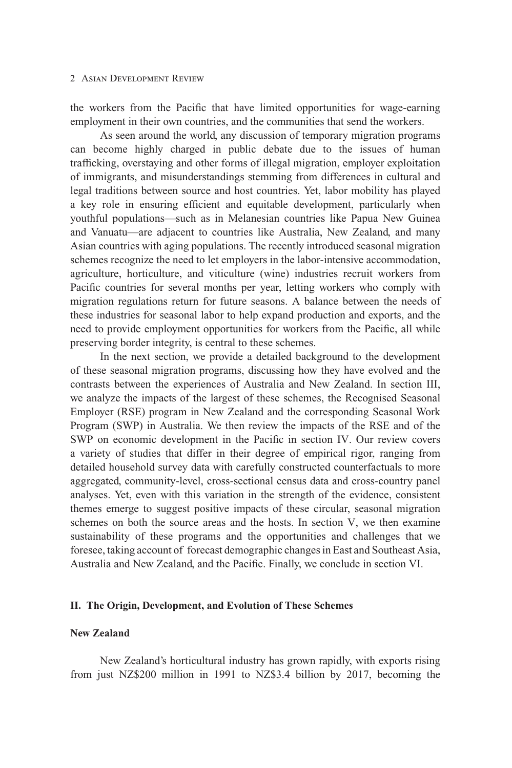the workers from the Pacific that have limited opportunities for wage-earning employment in their own countries, and the communities that send the workers.

As seen around the world, any discussion of temporary migration programs can become highly charged in public debate due to the issues of human trafficking, overstaying and other forms of illegal migration, employer exploitation of immigrants, and misunderstandings stemming from differences in cultural and legal traditions between source and host countries. Yet, labor mobility has played a key role in ensuring efficient and equitable development, particularly when youthful populations—such as in Melanesian countries like Papua New Guinea and Vanuatu—are adjacent to countries like Australia, New Zealand, and many Asian countries with aging populations. The recently introduced seasonal migration schemes recognize the need to let employers in the labor-intensive accommodation, agriculture, horticulture, and viticulture (wine) industries recruit workers from Pacific countries for several months per year, letting workers who comply with migration regulations return for future seasons. A balance between the needs of these industries for seasonal labor to help expand production and exports, and the need to provide employment opportunities for workers from the Pacific, all while preserving border integrity, is central to these schemes.

In the next section, we provide a detailed background to the development of these seasonal migration programs, discussing how they have evolved and the contrasts between the experiences of Australia and New Zealand. In section III, we analyze the impacts of the largest of these schemes, the Recognised Seasonal Employer (RSE) program in New Zealand and the corresponding Seasonal Work Program (SWP) in Australia. We then review the impacts of the RSE and of the SWP on economic development in the Pacific in section IV. Our review covers a variety of studies that differ in their degree of empirical rigor, ranging from detailed household survey data with carefully constructed counterfactuals to more aggregated, community-level, cross-sectional census data and cross-country panel analyses. Yet, even with this variation in the strength of the evidence, consistent themes emerge to suggest positive impacts of these circular, seasonal migration schemes on both the source areas and the hosts. In section V, we then examine sustainability of these programs and the opportunities and challenges that we foresee, taking account of forecast demographic changes in East and Southeast Asia, Australia and New Zealand, and the Pacific. Finally, we conclude in section VI.

## II. The Origin, Development, and Evolution of These Schemes

### New Zealand

New Zealand's horticultural industry has grown rapidly, with exports rising from just NZ$200 million in 1991 to NZ$3.4 billion by 2017, becoming the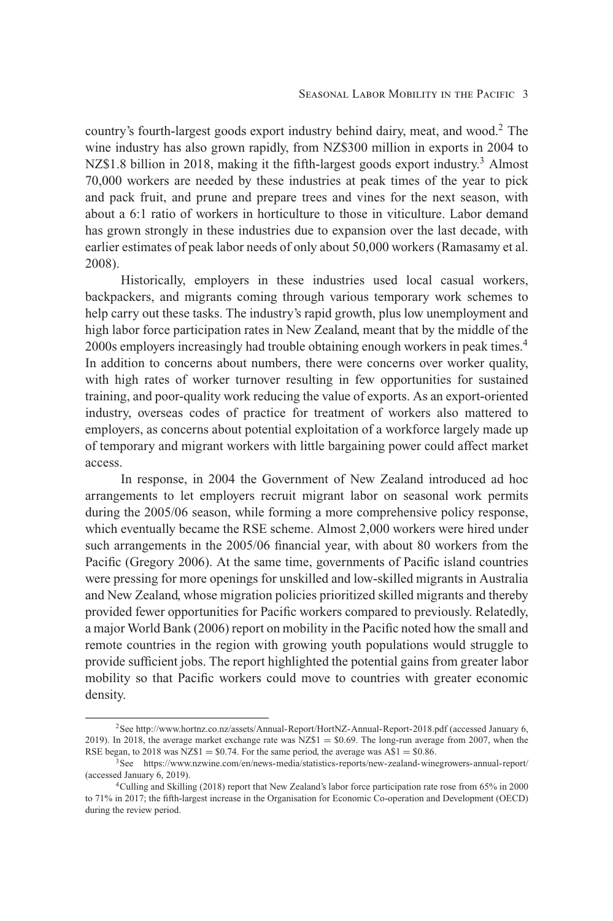country's fourth-largest goods export industry behind dairy, meat, and wood.[2] The wine industry has also grown rapidly, from NZ$300 million in exports in 2004 to NZ$1.8 billion in 2018, making it the fifth-largest goods export industry.[3] Almost 70,000 workers are needed by these industries at peak times of the year to pick and pack fruit, and prune and prepare trees and vines for the next season, with about a 6:1 ratio of workers in horticulture to those in viticulture. Labor demand has grown strongly in these industries due to expansion over the last decade, with earlier estimates of peak labor needs of only about 50,000 workers (Ramasamy et al. 2008).

Historically, employers in these industries used local casual workers, backpackers, and migrants coming through various temporary work schemes to help carry out these tasks. The industry's rapid growth, plus low unemployment and high labor force participation rates in New Zealand, meant that by the middle of the 2000s employers increasingly had trouble obtaining enough workers in peak times.[4] In addition to concerns about numbers, there were concerns over worker quality, with high rates of worker turnover resulting in few opportunities for sustained training, and poor-quality work reducing the value of exports. As an export-oriented industry, overseas codes of practice for treatment of workers also mattered to employers, as concerns about potential exploitation of a workforce largely made up of temporary and migrant workers with little bargaining power could affect market access.

In response, in 2004 the Government of New Zealand introduced ad hoc arrangements to let employers recruit migrant labor on seasonal work permits during the 2005/06 season, while forming a more comprehensive policy response, which eventually became the RSE scheme. Almost 2,000 workers were hired under such arrangements in the 2005/06 financial year, with about 80 workers from the Pacific (Gregory 2006). At the same time, governments of Pacific island countries were pressing for more openings for unskilled and low-skilled migrants in Australia and New Zealand, whose migration policies prioritized skilled migrants and thereby provided fewer opportunities for Pacific workers compared to previously. Relatedly, a major World Bank (2006) report on mobility in the Pacific noted how the small and remote countries in the region with growing youth populations would struggle to provide sufficient jobs. The report highlighted the potential gains from greater labor mobility so that Pacific workers could move to countries with greater economic density.

---

[2] See http://www.hortnz.co.nz/assets/Annual-Report/HortNZ-Annual-Report-2018.pdf (accessed January 6, 2019). In 2018, the average market exchange rate was NZ$1 = $0.69. The long-run average from 2007, when the RSE began, to 2018 was NZ$1 = $0.74. For the same period, the average was A$1 = $0.86.

[3] See https://www.nzwine.com/en/news-media/statistics-reports/new-zealand-winegrowers-annual-report/ (accessed January 6, 2019).

[4] Culling and Skilling (2018) report that New Zealand's labor force participation rate rose from 65% in 2000 to 71% in 2017; the fifth-largest increase in the Organisation for Economic Co-operation and Development (OECD) during the review period.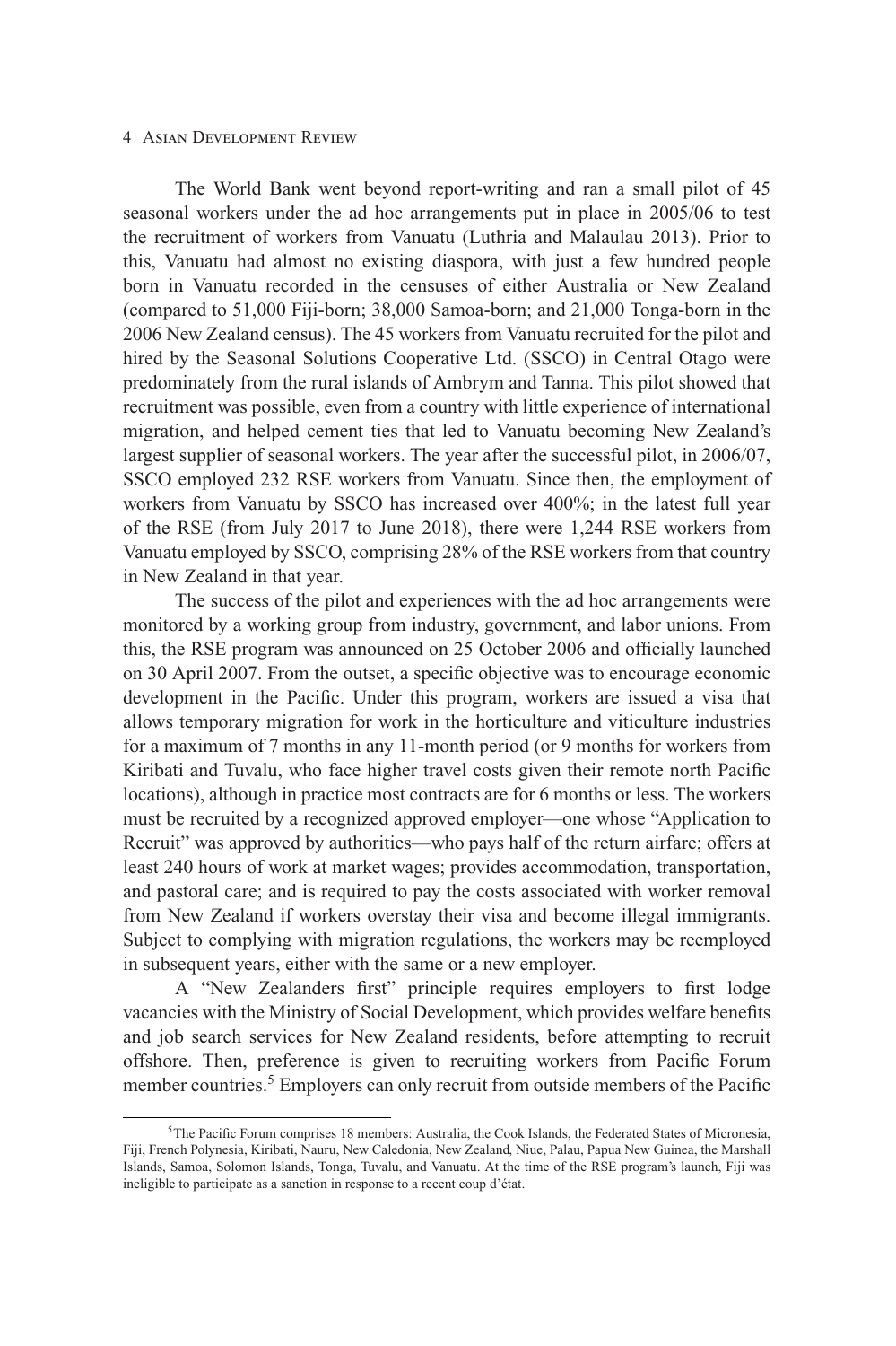The World Bank went beyond report-writing and ran a small pilot of 45 seasonal workers under the ad hoc arrangements put in place in 2005/06 to test the recruitment of workers from Vanuatu (Luthria and Malaulau 2013). Prior to this, Vanuatu had almost no existing diaspora, with just a few hundred people born in Vanuatu recorded in the censuses of either Australia or New Zealand (compared to 51,000 Fiji-born; 38,000 Samoa-born; and 21,000 Tonga-born in the 2006 New Zealand census). The 45 workers from Vanuatu recruited for the pilot and hired by the Seasonal Solutions Cooperative Ltd. (SSCO) in Central Otago were predominately from the rural islands of Ambrym and Tanna. This pilot showed that recruitment was possible, even from a country with little experience of international migration, and helped cement ties that led to Vanuatu becoming New Zealand's largest supplier of seasonal workers. The year after the successful pilot, in 2006/07, SSCO employed 232 RSE workers from Vanuatu. Since then, the employment of workers from Vanuatu by SSCO has increased over 400%; in the latest full year of the RSE (from July 2017 to June 2018), there were 1,244 RSE workers from Vanuatu employed by SSCO, comprising 28% of the RSE workers from that country in New Zealand in that year.

The success of the pilot and experiences with the ad hoc arrangements were monitored by a working group from industry, government, and labor unions. From this, the RSE program was announced on 25 October 2006 and officially launched on 30 April 2007. From the outset, a specific objective was to encourage economic development in the Pacific. Under this program, workers are issued a visa that allows temporary migration for work in the horticulture and viticulture industries for a maximum of 7 months in any 11-month period (or 9 months for workers from Kiribati and Tuvalu, who face higher travel costs given their remote north Pacific locations), although in practice most contracts are for 6 months or less. The workers must be recruited by a recognized approved employer—one whose "Application to Recruit" was approved by authorities—who pays half of the return airfare; offers at least 240 hours of work at market wages; provides accommodation, transportation, and pastoral care; and is required to pay the costs associated with worker removal from New Zealand if workers overstay their visa and become illegal immigrants. Subject to complying with migration regulations, the workers may be reemployed in subsequent years, either with the same or a new employer.

A "New Zealanders first" principle requires employers to first lodge vacancies with the Ministry of Social Development, which provides welfare benefits and job search services for New Zealand residents, before attempting to recruit offshore. Then, preference is given to recruiting workers from Pacific Forum member countries.[5] Employers can only recruit from outside members of the Pacific

[5]The Pacific Forum comprises 18 members: Australia, the Cook Islands, the Federated States of Micronesia, Fiji, French Polynesia, Kiribati, Nauru, New Caledonia, New Zealand, Niue, Palau, Papua New Guinea, the Marshall Islands, Samoa, Solomon Islands, Tonga, Tuvalu, and Vanuatu. At the time of the RSE program's launch, Fiji was ineligible to participate as a sanction in response to a recent coup d'état.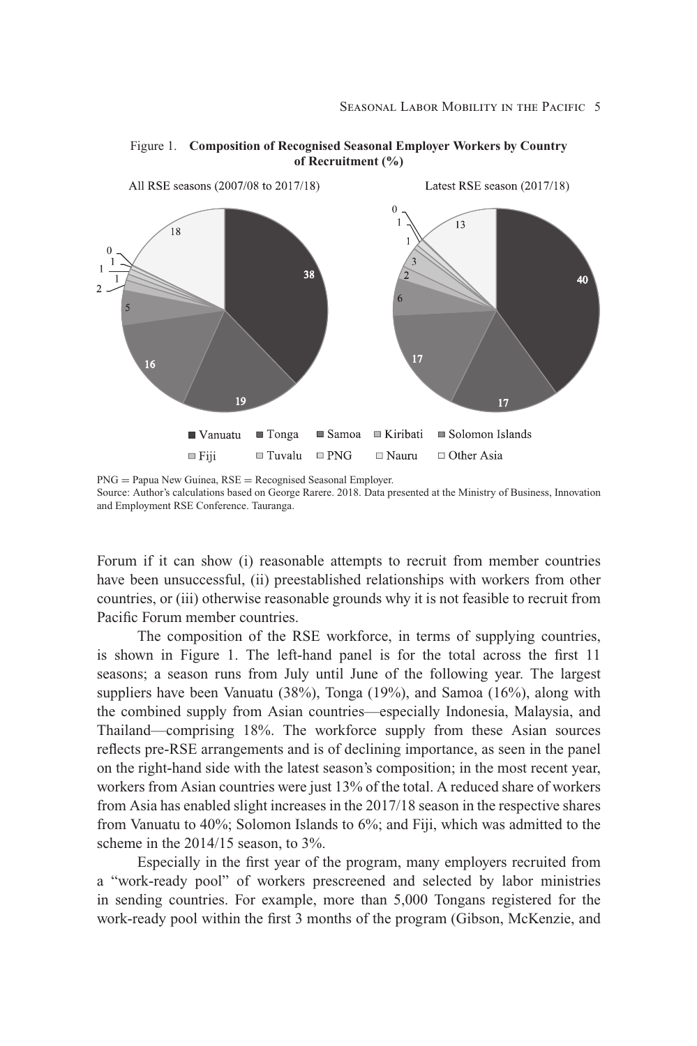Figure 1. **Composition of Recognised Seasonal Employer Workers by Country of Recruitment (%)**

PNG = Papua New Guinea, RSE = Recognised Seasonal Employer.
Source: Author's calculations based on George Rarere. 2018. Data presented at the Ministry of Business, Innovation and Employment RSE Conference. Tauranga.

Forum if it can show (i) reasonable attempts to recruit from member countries have been unsuccessful, (ii) preestablished relationships with workers from other countries, or (iii) otherwise reasonable grounds why it is not feasible to recruit from Pacific Forum member countries.

The composition of the RSE workforce, in terms of supplying countries, is shown in Figure 1. The left-hand panel is for the total across the first 11 seasons; a season runs from July until June of the following year. The largest suppliers have been Vanuatu (38%), Tonga (19%), and Samoa (16%), along with the combined supply from Asian countries—especially Indonesia, Malaysia, and Thailand—comprising 18%. The workforce supply from these Asian sources reflects pre-RSE arrangements and is of declining importance, as seen in the panel on the right-hand side with the latest season's composition; in the most recent year, workers from Asian countries were just 13% of the total. A reduced share of workers from Asia has enabled slight increases in the 2017/18 season in the respective shares from Vanuatu to 40%; Solomon Islands to 6%; and Fiji, which was admitted to the scheme in the 2014/15 season, to 3%.

Especially in the first year of the program, many employers recruited from a "work-ready pool" of workers prescreened and selected by labor ministries in sending countries. For example, more than 5,000 Tongans registered for the work-ready pool within the first 3 months of the program (Gibson, McKenzie, and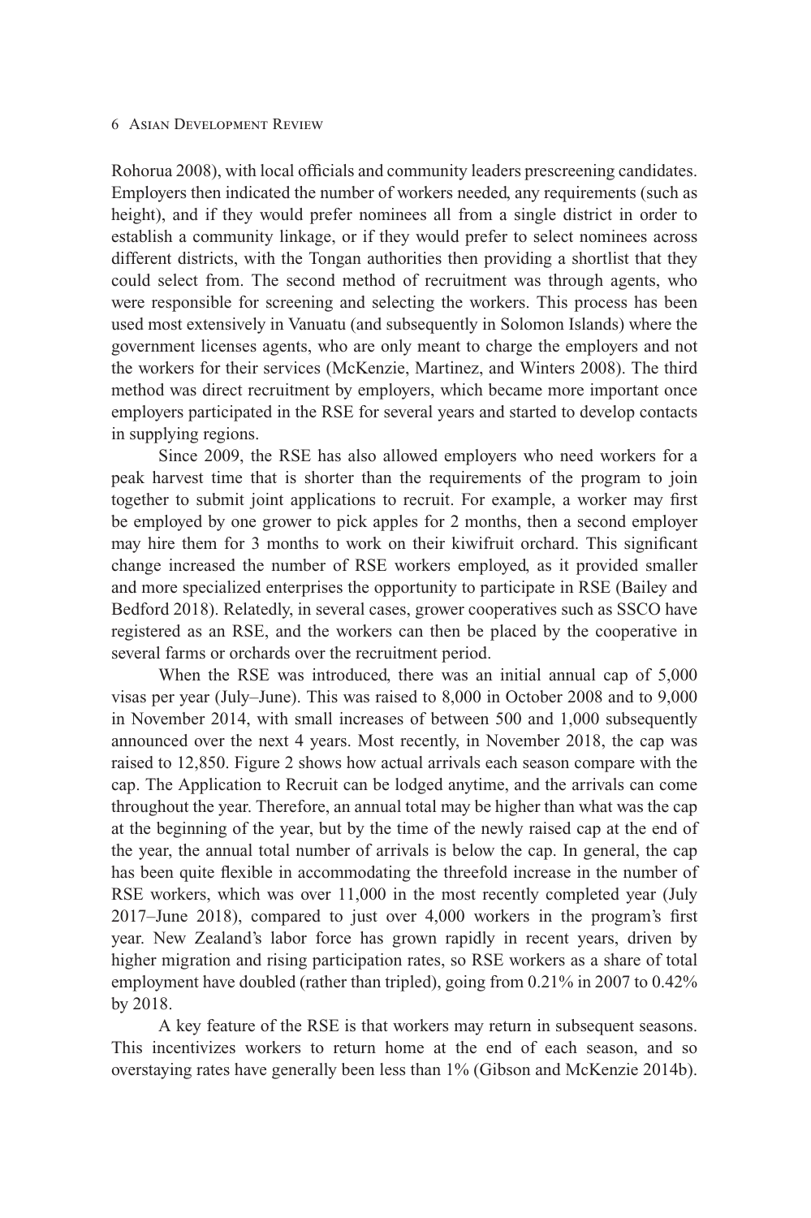Rohorua 2008), with local officials and community leaders prescreening candidates. Employers then indicated the number of workers needed, any requirements (such as height), and if they would prefer nominees all from a single district in order to establish a community linkage, or if they would prefer to select nominees across different districts, with the Tongan authorities then providing a shortlist that they could select from. The second method of recruitment was through agents, who were responsible for screening and selecting the workers. This process has been used most extensively in Vanuatu (and subsequently in Solomon Islands) where the government licenses agents, who are only meant to charge the employers and not the workers for their services (McKenzie, Martinez, and Winters 2008). The third method was direct recruitment by employers, which became more important once employers participated in the RSE for several years and started to develop contacts in supplying regions.

Since 2009, the RSE has also allowed employers who need workers for a peak harvest time that is shorter than the requirements of the program to join together to submit joint applications to recruit. For example, a worker may first be employed by one grower to pick apples for 2 months, then a second employer may hire them for 3 months to work on their kiwifruit orchard. This significant change increased the number of RSE workers employed, as it provided smaller and more specialized enterprises the opportunity to participate in RSE (Bailey and Bedford 2018). Relatedly, in several cases, grower cooperatives such as SSCO have registered as an RSE, and the workers can then be placed by the cooperative in several farms or orchards over the recruitment period.

When the RSE was introduced, there was an initial annual cap of 5,000 visas per year (July–June). This was raised to 8,000 in October 2008 and to 9,000 in November 2014, with small increases of between 500 and 1,000 subsequently announced over the next 4 years. Most recently, in November 2018, the cap was raised to 12,850. Figure 2 shows how actual arrivals each season compare with the cap. The Application to Recruit can be lodged anytime, and the arrivals can come throughout the year. Therefore, an annual total may be higher than what was the cap at the beginning of the year, but by the time of the newly raised cap at the end of the year, the annual total number of arrivals is below the cap. In general, the cap has been quite flexible in accommodating the threefold increase in the number of RSE workers, which was over 11,000 in the most recently completed year (July 2017–June 2018), compared to just over 4,000 workers in the program's first year. New Zealand's labor force has grown rapidly in recent years, driven by higher migration and rising participation rates, so RSE workers as a share of total employment have doubled (rather than tripled), going from 0.21% in 2007 to 0.42% by 2018.

A key feature of the RSE is that workers may return in subsequent seasons. This incentivizes workers to return home at the end of each season, and so overstaying rates have generally been less than 1% (Gibson and McKenzie 2014b).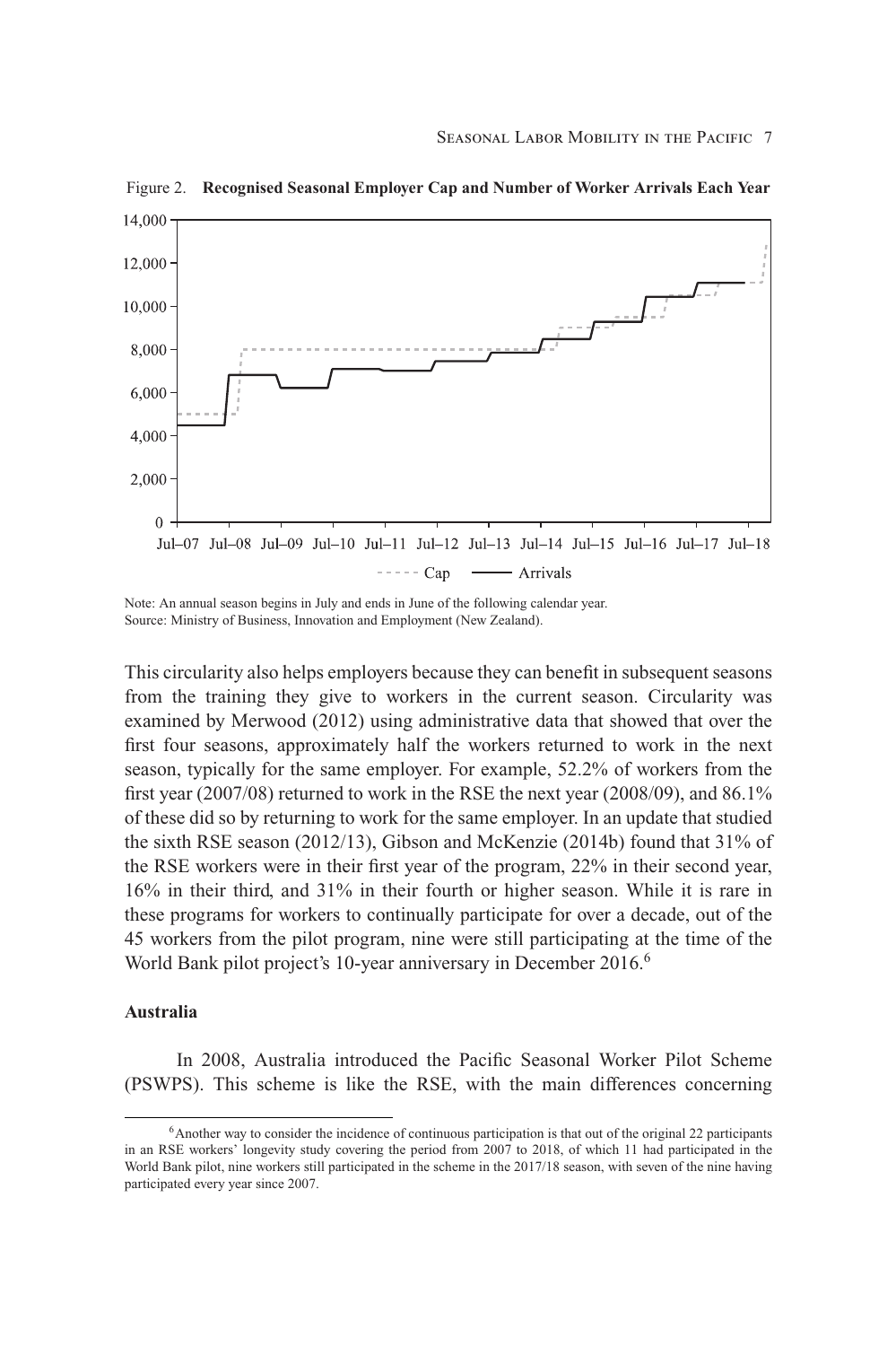Figure 2. **Recognised Seasonal Employer Cap and Number of Worker Arrivals Each Year**

Note: An annual season begins in July and ends in June of the following calendar year.
Source: Ministry of Business, Innovation and Employment (New Zealand).

This circularity also helps employers because they can benefit in subsequent seasons from the training they give to workers in the current season. Circularity was examined by Merwood (2012) using administrative data that showed that over the first four seasons, approximately half the workers returned to work in the next season, typically for the same employer. For example, 52.2% of workers from the first year (2007/08) returned to work in the RSE the next year (2008/09), and 86.1% of these did so by returning to work for the same employer. In an update that studied the sixth RSE season (2012/13), Gibson and McKenzie (2014b) found that 31% of the RSE workers were in their first year of the program, 22% in their second year, 16% in their third, and 31% in their fourth or higher season. While it is rare in these programs for workers to continually participate for over a decade, out of the 45 workers from the pilot program, nine were still participating at the time of the World Bank pilot project's 10-year anniversary in December 2016.[6]

### Australia

In 2008, Australia introduced the Pacific Seasonal Worker Pilot Scheme (PSWPS). This scheme is like the RSE, with the main differences concerning

[6]Another way to consider the incidence of continuous participation is that out of the original 22 participants in an RSE workers' longevity study covering the period from 2007 to 2018, of which 11 had participated in the World Bank pilot, nine workers still participated in the scheme in the 2017/18 season, with seven of the nine having participated every year since 2007.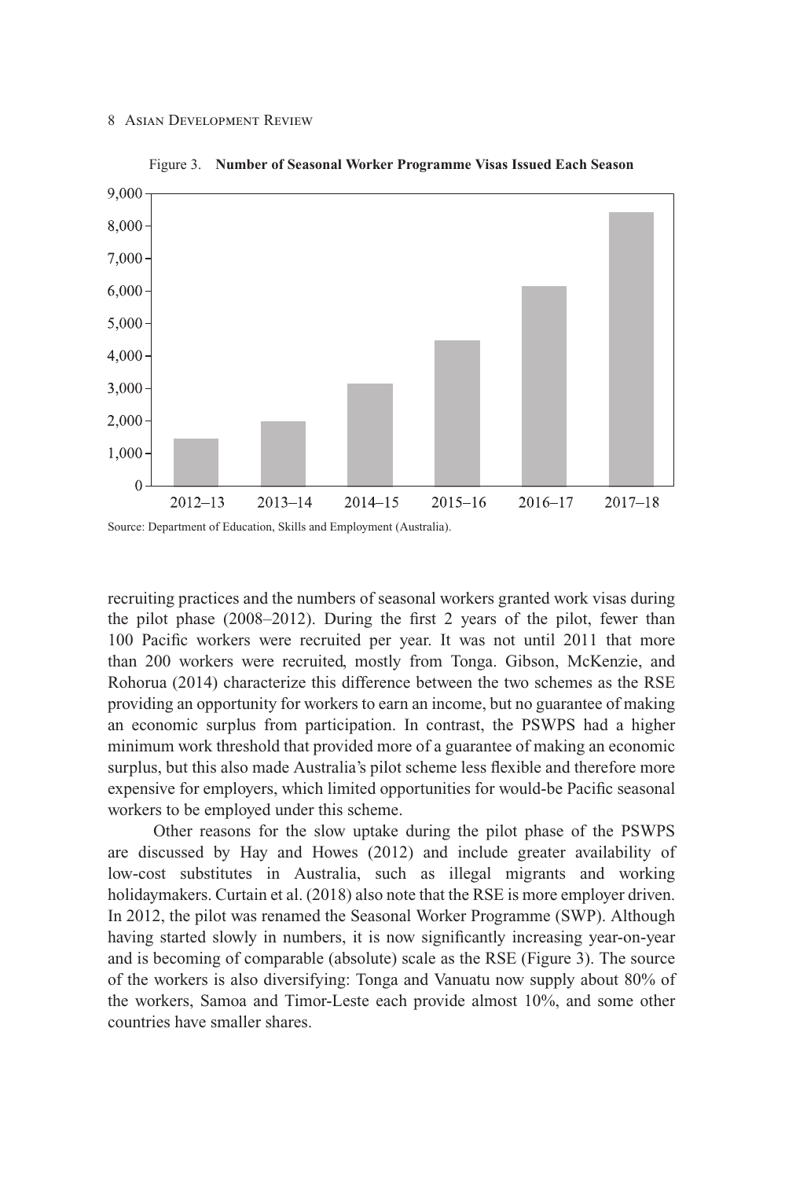Figure 3. **Number of Seasonal Worker Programme Visas Issued Each Season**

Source: Department of Education, Skills and Employment (Australia).

recruiting practices and the numbers of seasonal workers granted work visas during the pilot phase (2008–2012). During the first 2 years of the pilot, fewer than 100 Pacific workers were recruited per year. It was not until 2011 that more than 200 workers were recruited, mostly from Tonga. Gibson, McKenzie, and Rohorua (2014) characterize this difference between the two schemes as the RSE providing an opportunity for workers to earn an income, but no guarantee of making an economic surplus from participation. In contrast, the PSWPS had a higher minimum work threshold that provided more of a guarantee of making an economic surplus, but this also made Australia's pilot scheme less flexible and therefore more expensive for employers, which limited opportunities for would-be Pacific seasonal workers to be employed under this scheme.

Other reasons for the slow uptake during the pilot phase of the PSWPS are discussed by Hay and Howes (2012) and include greater availability of low-cost substitutes in Australia, such as illegal migrants and working holidaymakers. Curtain et al. (2018) also note that the RSE is more employer driven. In 2012, the pilot was renamed the Seasonal Worker Programme (SWP). Although having started slowly in numbers, it is now significantly increasing year-on-year and is becoming of comparable (absolute) scale as the RSE (Figure 3). The source of the workers is also diversifying: Tonga and Vanuatu now supply about 80% of the workers, Samoa and Timor-Leste each provide almost 10%, and some other countries have smaller shares.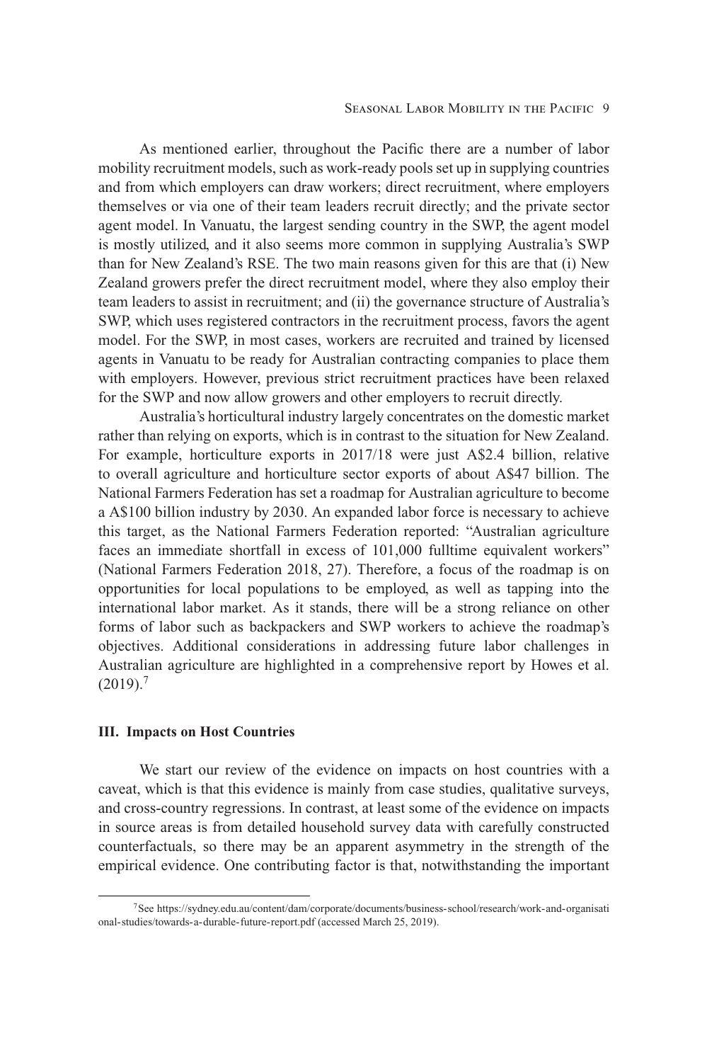As mentioned earlier, throughout the Pacific there are a number of labor mobility recruitment models, such as work-ready pools set up in supplying countries and from which employers can draw workers; direct recruitment, where employers themselves or via one of their team leaders recruit directly; and the private sector agent model. In Vanuatu, the largest sending country in the SWP, the agent model is mostly utilized, and it also seems more common in supplying Australia's SWP than for New Zealand's RSE. The two main reasons given for this are that (i) New Zealand growers prefer the direct recruitment model, where they also employ their team leaders to assist in recruitment; and (ii) the governance structure of Australia's SWP, which uses registered contractors in the recruitment process, favors the agent model. For the SWP, in most cases, workers are recruited and trained by licensed agents in Vanuatu to be ready for Australian contracting companies to place them with employers. However, previous strict recruitment practices have been relaxed for the SWP and now allow growers and other employers to recruit directly.

Australia's horticultural industry largely concentrates on the domestic market rather than relying on exports, which is in contrast to the situation for New Zealand. For example, horticulture exports in 2017/18 were just A$2.4 billion, relative to overall agriculture and horticulture sector exports of about A$47 billion. The National Farmers Federation has set a roadmap for Australian agriculture to become a A$100 billion industry by 2030. An expanded labor force is necessary to achieve this target, as the National Farmers Federation reported: "Australian agriculture faces an immediate shortfall in excess of 101,000 fulltime equivalent workers" (National Farmers Federation 2018, 27). Therefore, a focus of the roadmap is on opportunities for local populations to be employed, as well as tapping into the international labor market. As it stands, there will be a strong reliance on other forms of labor such as backpackers and SWP workers to achieve the roadmap's objectives. Additional considerations in addressing future labor challenges in Australian agriculture are highlighted in a comprehensive report by Howes et al. (2019).[7]

## III. Impacts on Host Countries

We start our review of the evidence on impacts on host countries with a caveat, which is that this evidence is mainly from case studies, qualitative surveys, and cross-country regressions. In contrast, at least some of the evidence on impacts in source areas is from detailed household survey data with carefully constructed counterfactuals, so there may be an apparent asymmetry in the strength of the empirical evidence. One contributing factor is that, notwithstanding the important

[7] See https://sydney.edu.au/content/dam/corporate/documents/business-school/research/work-and-organisational-studies/towards-a-durable-future-report.pdf (accessed March 25, 2019).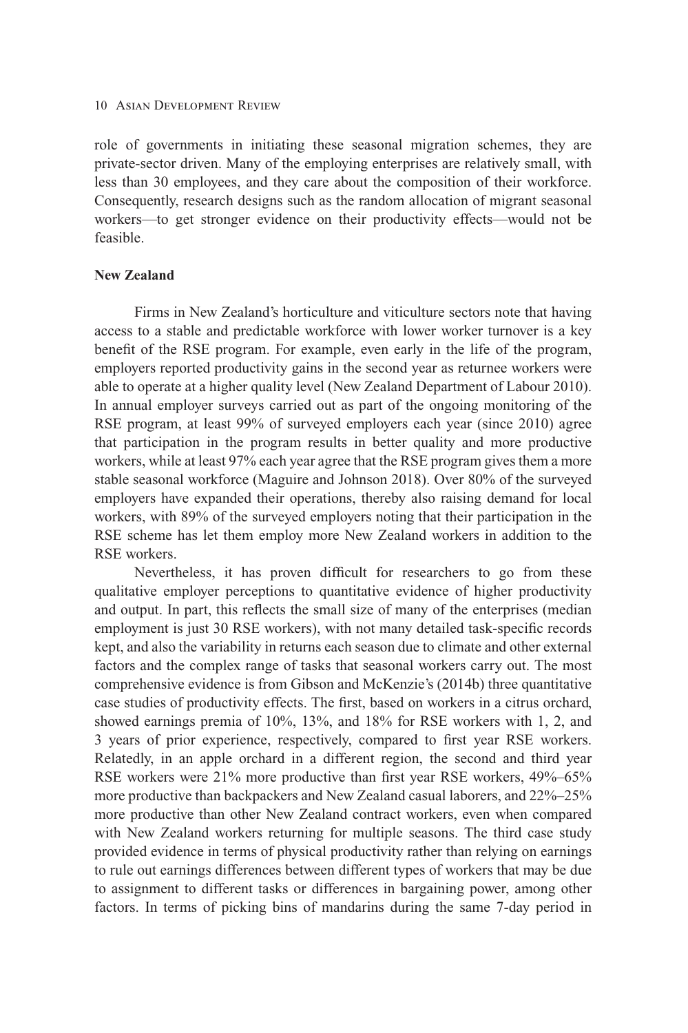role of governments in initiating these seasonal migration schemes, they are private-sector driven. Many of the employing enterprises are relatively small, with less than 30 employees, and they care about the composition of their workforce. Consequently, research designs such as the random allocation of migrant seasonal workers—to get stronger evidence on their productivity effects—would not be feasible.

**New Zealand**

Firms in New Zealand's horticulture and viticulture sectors note that having access to a stable and predictable workforce with lower worker turnover is a key benefit of the RSE program. For example, even early in the life of the program, employers reported productivity gains in the second year as returnee workers were able to operate at a higher quality level (New Zealand Department of Labour 2010). In annual employer surveys carried out as part of the ongoing monitoring of the RSE program, at least 99% of surveyed employers each year (since 2010) agree that participation in the program results in better quality and more productive workers, while at least 97% each year agree that the RSE program gives them a more stable seasonal workforce (Maguire and Johnson 2018). Over 80% of the surveyed employers have expanded their operations, thereby also raising demand for local workers, with 89% of the surveyed employers noting that their participation in the RSE scheme has let them employ more New Zealand workers in addition to the RSE workers.

Nevertheless, it has proven difficult for researchers to go from these qualitative employer perceptions to quantitative evidence of higher productivity and output. In part, this reflects the small size of many of the enterprises (median employment is just 30 RSE workers), with not many detailed task-specific records kept, and also the variability in returns each season due to climate and other external factors and the complex range of tasks that seasonal workers carry out. The most comprehensive evidence is from Gibson and McKenzie's (2014b) three quantitative case studies of productivity effects. The first, based on workers in a citrus orchard, showed earnings premia of 10%, 13%, and 18% for RSE workers with 1, 2, and 3 years of prior experience, respectively, compared to first year RSE workers. Relatedly, in an apple orchard in a different region, the second and third year RSE workers were 21% more productive than first year RSE workers, 49%–65% more productive than backpackers and New Zealand casual laborers, and 22%–25% more productive than other New Zealand contract workers, even when compared with New Zealand workers returning for multiple seasons. The third case study provided evidence in terms of physical productivity rather than relying on earnings to rule out earnings differences between different types of workers that may be due to assignment to different tasks or differences in bargaining power, among other factors. In terms of picking bins of mandarins during the same 7-day period in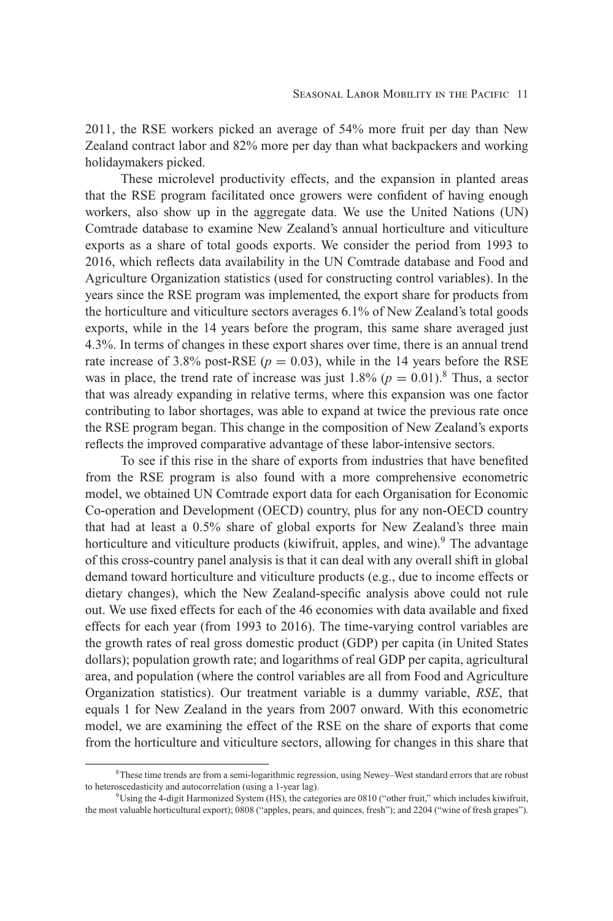2011, the RSE workers picked an average of 54% more fruit per day than New Zealand contract labor and 82% more per day than what backpackers and working holidaymakers picked.

These microlevel productivity effects, and the expansion in planted areas that the RSE program facilitated once growers were confident of having enough workers, also show up in the aggregate data. We use the United Nations (UN) Comtrade database to examine New Zealand's annual horticulture and viticulture exports as a share of total goods exports. We consider the period from 1993 to 2016, which reflects data availability in the UN Comtrade database and Food and Agriculture Organization statistics (used for constructing control variables). In the years since the RSE program was implemented, the export share for products from the horticulture and viticulture sectors averages 6.1% of New Zealand's total goods exports, while in the 14 years before the program, this same share averaged just 4.3%. In terms of changes in these export shares over time, there is an annual trend rate increase of 3.8% post-RSE ($p = 0.03$), while in the 14 years before the RSE was in place, the trend rate of increase was just 1.8% ($p = 0.01$).[8] Thus, a sector that was already expanding in relative terms, where this expansion was one factor contributing to labor shortages, was able to expand at twice the previous rate once the RSE program began. This change in the composition of New Zealand's exports reflects the improved comparative advantage of these labor-intensive sectors.

To see if this rise in the share of exports from industries that have benefited from the RSE program is also found with a more comprehensive econometric model, we obtained UN Comtrade export data for each Organisation for Economic Co-operation and Development (OECD) country, plus for any non-OECD country that had at least a 0.5% share of global exports for New Zealand's three main horticulture and viticulture products (kiwifruit, apples, and wine).[9] The advantage of this cross-country panel analysis is that it can deal with any overall shift in global demand toward horticulture and viticulture products (e.g., due to income effects or dietary changes), which the New Zealand-specific analysis above could not rule out. We use fixed effects for each of the 46 economies with data available and fixed effects for each year (from 1993 to 2016). The time-varying control variables are the growth rates of real gross domestic product (GDP) per capita (in United States dollars); population growth rate; and logarithms of real GDP per capita, agricultural area, and population (where the control variables are all from Food and Agriculture Organization statistics). Our treatment variable is a dummy variable, *RSE*, that equals 1 for New Zealand in the years from 2007 onward. With this econometric model, we are examining the effect of the RSE on the share of exports that come from the horticulture and viticulture sectors, allowing for changes in this share that

[8] These time trends are from a semi-logarithmic regression, using Newey–West standard errors that are robust to heteroscedasticity and autocorrelation (using a 1-year lag).

[9] Using the 4-digit Harmonized System (HS), the categories are 0810 ("other fruit," which includes kiwifruit, the most valuable horticultural export); 0808 ("apples, pears, and quinces, fresh"); and 2204 ("wine of fresh grapes").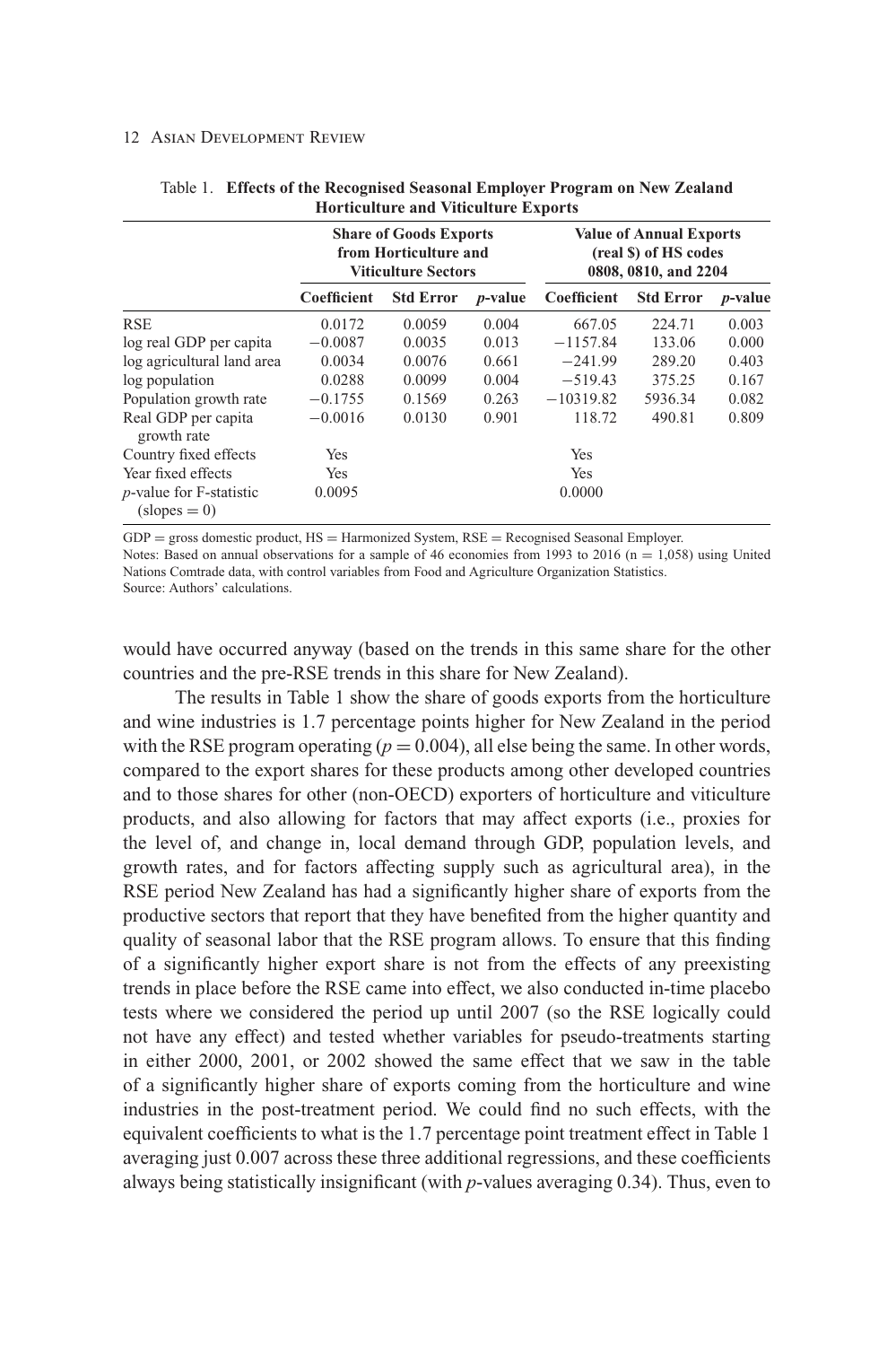Table 1. **Effects of the Recognised Seasonal Employer Program on New Zealand Horticulture and Viticulture Exports**

| | Share of Goods Exports from Horticulture and Viticulture Sectors | | | Value of Annual Exports (real $) of HS codes 0808, 0810, and 2204 | | |
|---|---|---|---|---|---|---|
| | Coefficient | Std Error | *p*-value | Coefficient | Std Error | *p*-value |
| RSE | 0.0172 | 0.0059 | 0.004 | 667.05 | 224.71 | 0.003 |
| log real GDP per capita | −0.0087 | 0.0035 | 0.013 | −1157.84 | 133.06 | 0.000 |
| log agricultural land area | 0.0034 | 0.0076 | 0.661 | −241.99 | 289.20 | 0.403 |
| log population | 0.0288 | 0.0099 | 0.004 | −519.43 | 375.25 | 0.167 |
| Population growth rate | −0.1755 | 0.1569 | 0.263 | −10319.82 | 5936.34 | 0.082 |
| Real GDP per capita growth rate | −0.0016 | 0.0130 | 0.901 | 118.72 | 490.81 | 0.809 |
| Country fixed effects | Yes | | | Yes | | |
| Year fixed effects | Yes | | | Yes | | |
| *p*-value for F-statistic (slopes = 0) | 0.0095 | | | 0.0000 | | |

GDP = gross domestic product, HS = Harmonized System, RSE = Recognised Seasonal Employer.
Notes: Based on annual observations for a sample of 46 economies from 1993 to 2016 (n = 1,058) using United Nations Comtrade data, with control variables from Food and Agriculture Organization Statistics.
Source: Authors' calculations.

would have occurred anyway (based on the trends in this same share for the other countries and the pre-RSE trends in this share for New Zealand).

The results in Table 1 show the share of goods exports from the horticulture and wine industries is 1.7 percentage points higher for New Zealand in the period with the RSE program operating ($p = 0.004$), all else being the same. In other words, compared to the export shares for these products among other developed countries and to those shares for other (non-OECD) exporters of horticulture and viticulture products, and also allowing for factors that may affect exports (i.e., proxies for the level of, and change in, local demand through GDP, population levels, and growth rates, and for factors affecting supply such as agricultural area), in the RSE period New Zealand has had a significantly higher share of exports from the productive sectors that report that they have benefited from the higher quantity and quality of seasonal labor that the RSE program allows. To ensure that this finding of a significantly higher export share is not from the effects of any preexisting trends in place before the RSE came into effect, we also conducted in-time placebo tests where we considered the period up until 2007 (so the RSE logically could not have any effect) and tested whether variables for pseudo-treatments starting in either 2000, 2001, or 2002 showed the same effect that we saw in the table of a significantly higher share of exports coming from the horticulture and wine industries in the post-treatment period. We could find no such effects, with the equivalent coefficients to what is the 1.7 percentage point treatment effect in Table 1 averaging just 0.007 across these three additional regressions, and these coefficients always being statistically insignificant (with *p*-values averaging 0.34). Thus, even to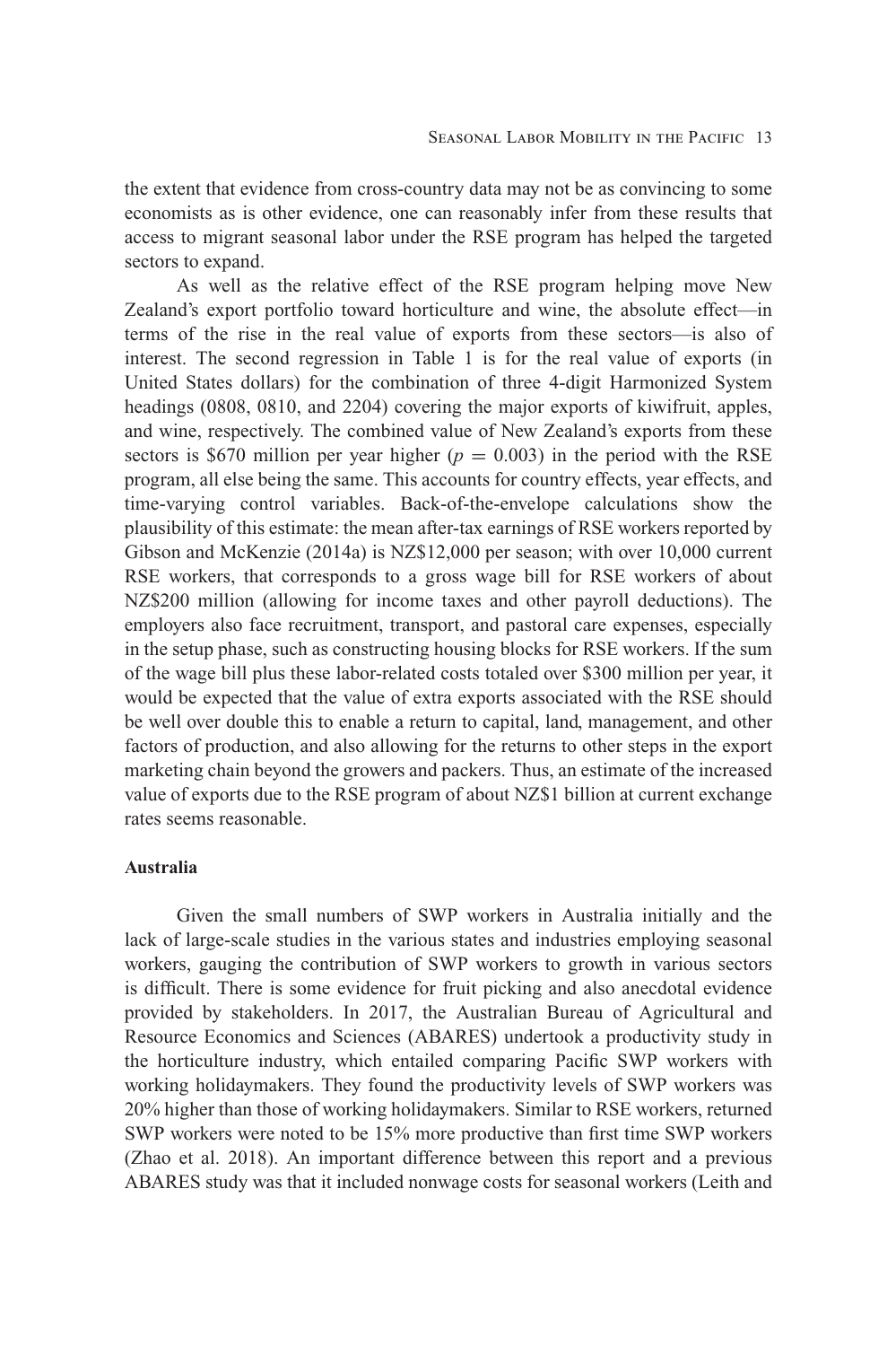the extent that evidence from cross-country data may not be as convincing to some economists as is other evidence, one can reasonably infer from these results that access to migrant seasonal labor under the RSE program has helped the targeted sectors to expand.

As well as the relative effect of the RSE program helping move New Zealand's export portfolio toward horticulture and wine, the absolute effect—in terms of the rise in the real value of exports from these sectors—is also of interest. The second regression in Table 1 is for the real value of exports (in United States dollars) for the combination of three 4-digit Harmonized System headings (0808, 0810, and 2204) covering the major exports of kiwifruit, apples, and wine, respectively. The combined value of New Zealand's exports from these sectors is \$670 million per year higher ($p = 0.003$) in the period with the RSE program, all else being the same. This accounts for country effects, year effects, and time-varying control variables. Back-of-the-envelope calculations show the plausibility of this estimate: the mean after-tax earnings of RSE workers reported by Gibson and McKenzie (2014a) is NZ\$12,000 per season; with over 10,000 current RSE workers, that corresponds to a gross wage bill for RSE workers of about NZ\$200 million (allowing for income taxes and other payroll deductions). The employers also face recruitment, transport, and pastoral care expenses, especially in the setup phase, such as constructing housing blocks for RSE workers. If the sum of the wage bill plus these labor-related costs totaled over \$300 million per year, it would be expected that the value of extra exports associated with the RSE should be well over double this to enable a return to capital, land, management, and other factors of production, and also allowing for the returns to other steps in the export marketing chain beyond the growers and packers. Thus, an estimate of the increased value of exports due to the RSE program of about NZ\$1 billion at current exchange rates seems reasonable.

**Australia**

Given the small numbers of SWP workers in Australia initially and the lack of large-scale studies in the various states and industries employing seasonal workers, gauging the contribution of SWP workers to growth in various sectors is difficult. There is some evidence for fruit picking and also anecdotal evidence provided by stakeholders. In 2017, the Australian Bureau of Agricultural and Resource Economics and Sciences (ABARES) undertook a productivity study in the horticulture industry, which entailed comparing Pacific SWP workers with working holidaymakers. They found the productivity levels of SWP workers was 20% higher than those of working holidaymakers. Similar to RSE workers, returned SWP workers were noted to be 15% more productive than first time SWP workers (Zhao et al. 2018). An important difference between this report and a previous ABARES study was that it included nonwage costs for seasonal workers (Leith and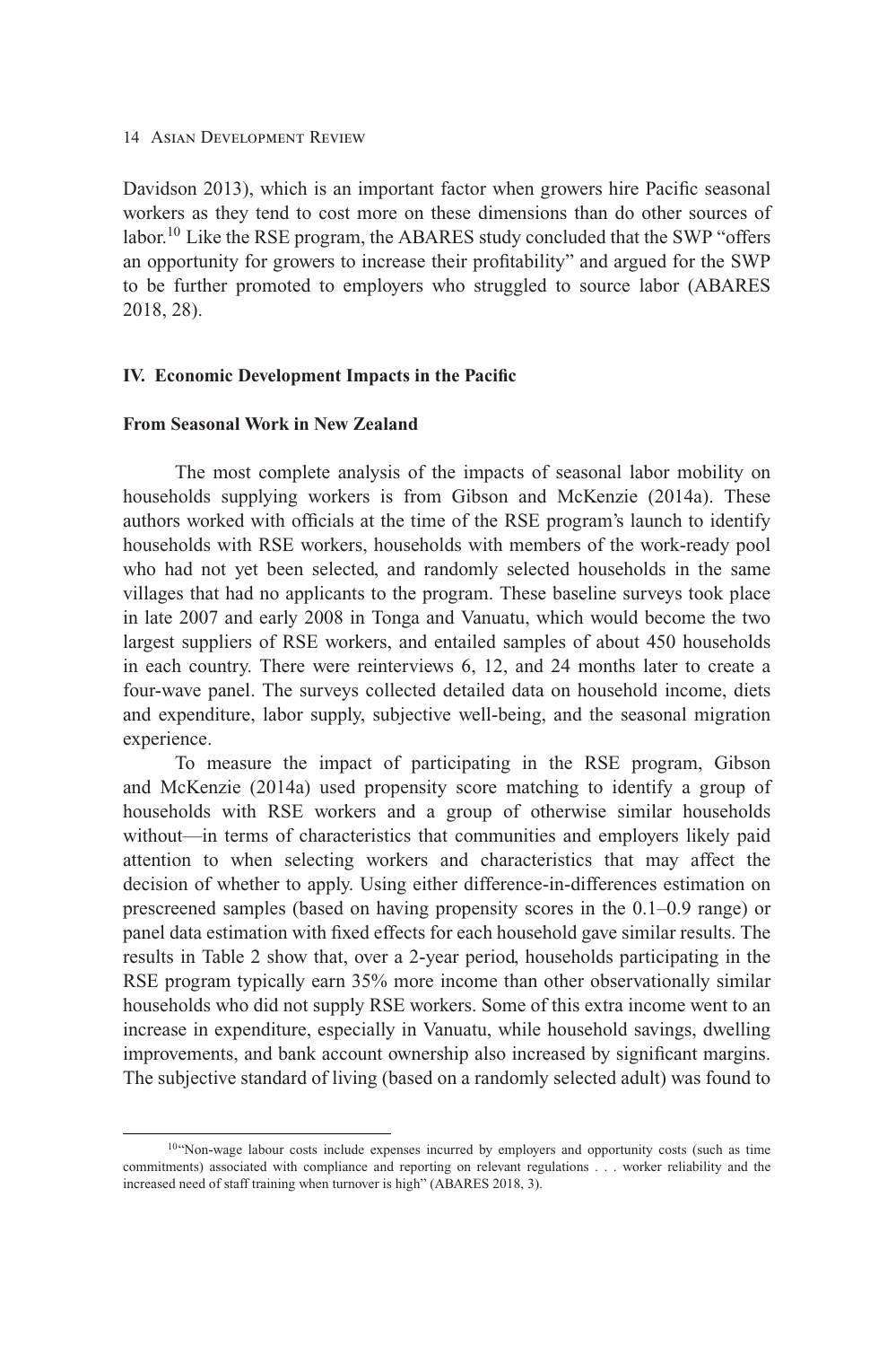Davidson 2013), which is an important factor when growers hire Pacific seasonal workers as they tend to cost more on these dimensions than do other sources of labor.[10] Like the RSE program, the ABARES study concluded that the SWP "offers an opportunity for growers to increase their profitability" and argued for the SWP to be further promoted to employers who struggled to source labor (ABARES 2018, 28).

## IV. Economic Development Impacts in the Pacific

### From Seasonal Work in New Zealand

The most complete analysis of the impacts of seasonal labor mobility on households supplying workers is from Gibson and McKenzie (2014a). These authors worked with officials at the time of the RSE program's launch to identify households with RSE workers, households with members of the work-ready pool who had not yet been selected, and randomly selected households in the same villages that had no applicants to the program. These baseline surveys took place in late 2007 and early 2008 in Tonga and Vanuatu, which would become the two largest suppliers of RSE workers, and entailed samples of about 450 households in each country. There were reinterviews 6, 12, and 24 months later to create a four-wave panel. The surveys collected detailed data on household income, diets and expenditure, labor supply, subjective well-being, and the seasonal migration experience.

To measure the impact of participating in the RSE program, Gibson and McKenzie (2014a) used propensity score matching to identify a group of households with RSE workers and a group of otherwise similar households without—in terms of characteristics that communities and employers likely paid attention to when selecting workers and characteristics that may affect the decision of whether to apply. Using either difference-in-differences estimation on prescreened samples (based on having propensity scores in the 0.1–0.9 range) or panel data estimation with fixed effects for each household gave similar results. The results in Table 2 show that, over a 2-year period, households participating in the RSE program typically earn 35% more income than other observationally similar households who did not supply RSE workers. Some of this extra income went to an increase in expenditure, especially in Vanuatu, while household savings, dwelling improvements, and bank account ownership also increased by significant margins. The subjective standard of living (based on a randomly selected adult) was found to

[10]"Non-wage labour costs include expenses incurred by employers and opportunity costs (such as time commitments) associated with compliance and reporting on relevant regulations . . . worker reliability and the increased need of staff training when turnover is high" (ABARES 2018, 3).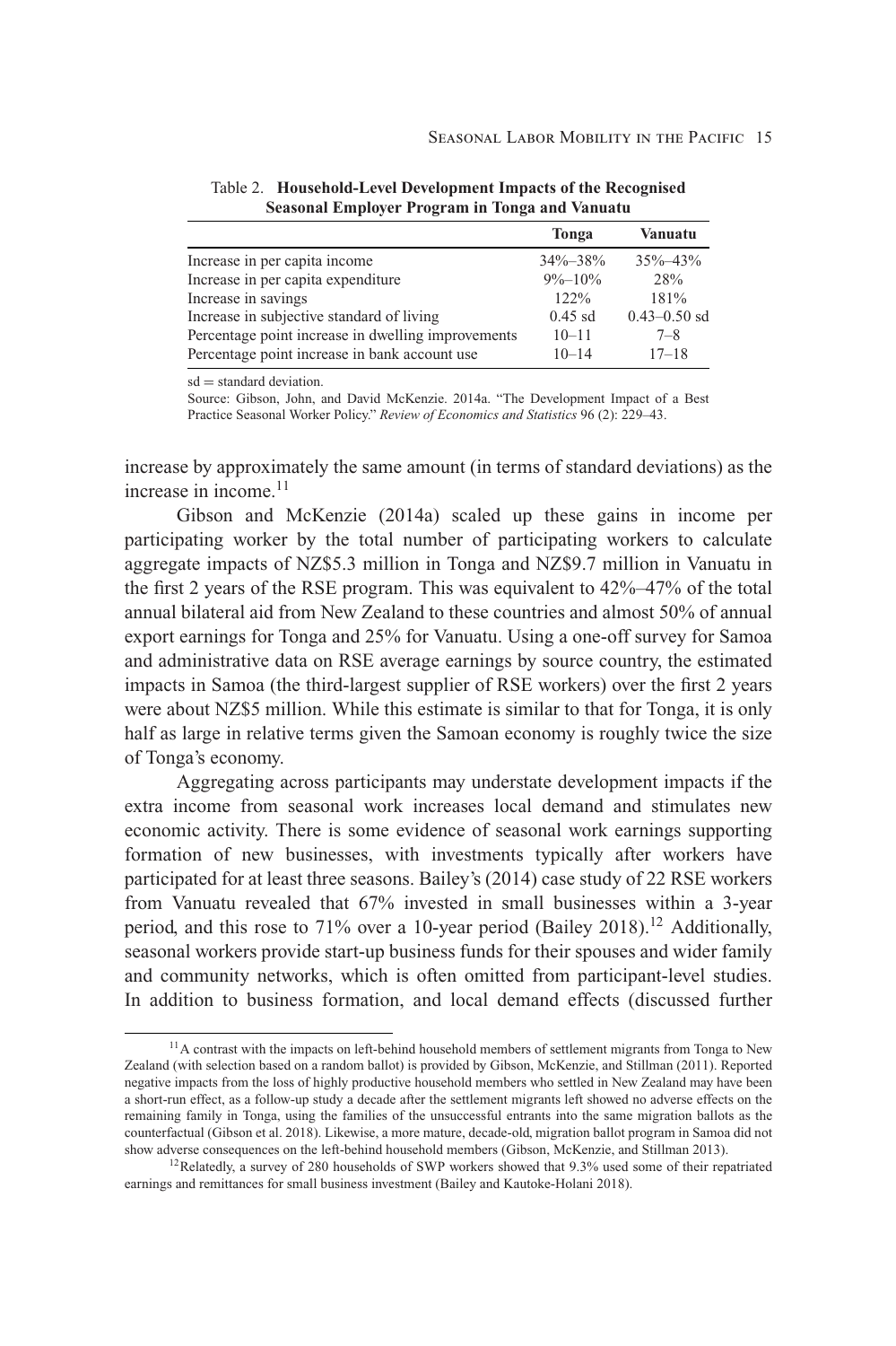Table 2. **Household-Level Development Impacts of the Recognised Seasonal Employer Program in Tonga and Vanuatu**

| | Tonga | Vanuatu |
|---|---|---|
| Increase in per capita income | 34%–38% | 35%–43% |
| Increase in per capita expenditure | 9%–10% | 28% |
| Increase in savings | 122% | 181% |
| Increase in subjective standard of living | 0.45 sd | 0.43–0.50 sd |
| Percentage point increase in dwelling improvements | 10–11 | 7–8 |
| Percentage point increase in bank account use | 10–14 | 17–18 |

sd = standard deviation.

Source: Gibson, John, and David McKenzie. 2014a. "The Development Impact of a Best Practice Seasonal Worker Policy." *Review of Economics and Statistics* 96 (2): 229–43.

increase by approximately the same amount (in terms of standard deviations) as the increase in income.[11]

Gibson and McKenzie (2014a) scaled up these gains in income per participating worker by the total number of participating workers to calculate aggregate impacts of NZ$5.3 million in Tonga and NZ$9.7 million in Vanuatu in the first 2 years of the RSE program. This was equivalent to 42%–47% of the total annual bilateral aid from New Zealand to these countries and almost 50% of annual export earnings for Tonga and 25% for Vanuatu. Using a one-off survey for Samoa and administrative data on RSE average earnings by source country, the estimated impacts in Samoa (the third-largest supplier of RSE workers) over the first 2 years were about NZ$5 million. While this estimate is similar to that for Tonga, it is only half as large in relative terms given the Samoan economy is roughly twice the size of Tonga's economy.

Aggregating across participants may understate development impacts if the extra income from seasonal work increases local demand and stimulates new economic activity. There is some evidence of seasonal work earnings supporting formation of new businesses, with investments typically after workers have participated for at least three seasons. Bailey's (2014) case study of 22 RSE workers from Vanuatu revealed that 67% invested in small businesses within a 3-year period, and this rose to 71% over a 10-year period (Bailey 2018).[12] Additionally, seasonal workers provide start-up business funds for their spouses and wider family and community networks, which is often omitted from participant-level studies. In addition to business formation, and local demand effects (discussed further

[11] A contrast with the impacts on left-behind household members of settlement migrants from Tonga to New Zealand (with selection based on a random ballot) is provided by Gibson, McKenzie, and Stillman (2011). Reported negative impacts from the loss of highly productive household members who settled in New Zealand may have been a short-run effect, as a follow-up study a decade after the settlement migrants left showed no adverse effects on the remaining family in Tonga, using the families of the unsuccessful entrants into the same migration ballots as the counterfactual (Gibson et al. 2018). Likewise, a more mature, decade-old, migration ballot program in Samoa did not show adverse consequences on the left-behind household members (Gibson, McKenzie, and Stillman 2013).

[12] Relatedly, a survey of 280 households of SWP workers showed that 9.3% used some of their repatriated earnings and remittances for small business investment (Bailey and Kautoke-Holani 2018).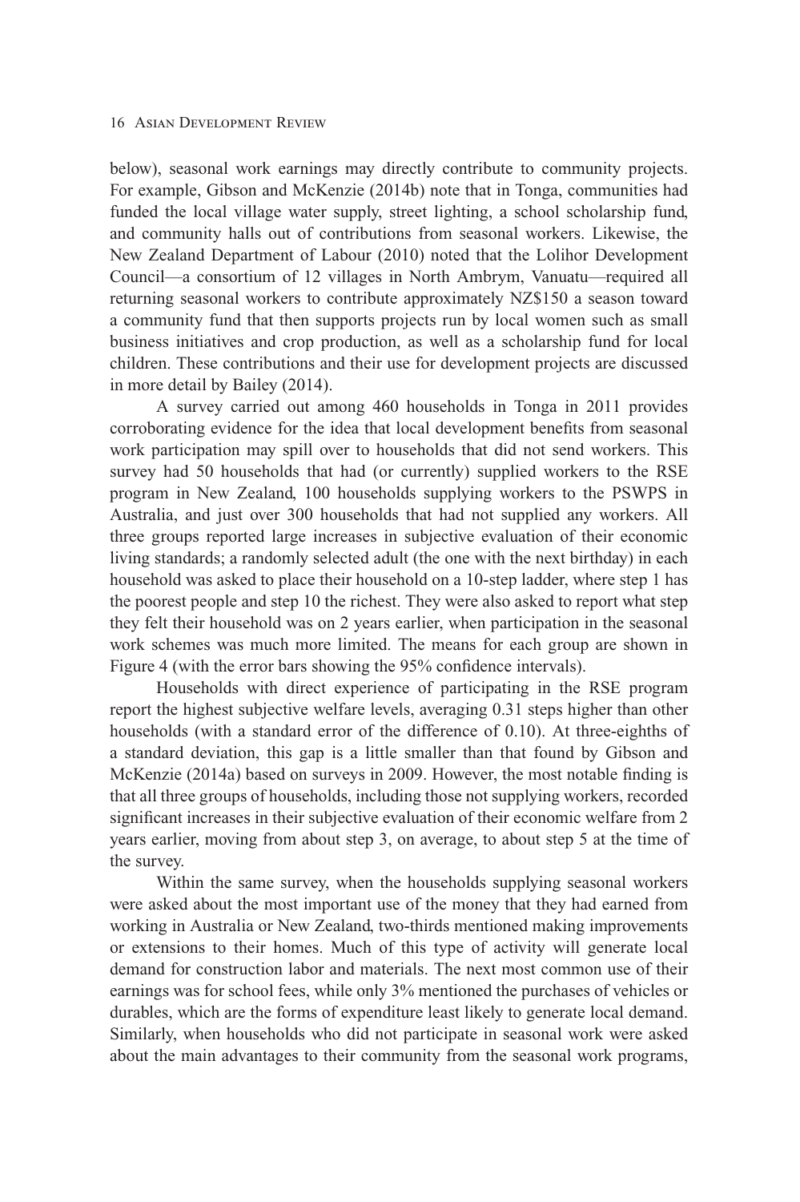below), seasonal work earnings may directly contribute to community projects. For example, Gibson and McKenzie (2014b) note that in Tonga, communities had funded the local village water supply, street lighting, a school scholarship fund, and community halls out of contributions from seasonal workers. Likewise, the New Zealand Department of Labour (2010) noted that the Lolihor Development Council—a consortium of 12 villages in North Ambrym, Vanuatu—required all returning seasonal workers to contribute approximately NZ$150 a season toward a community fund that then supports projects run by local women such as small business initiatives and crop production, as well as a scholarship fund for local children. These contributions and their use for development projects are discussed in more detail by Bailey (2014).

A survey carried out among 460 households in Tonga in 2011 provides corroborating evidence for the idea that local development benefits from seasonal work participation may spill over to households that did not send workers. This survey had 50 households that had (or currently) supplied workers to the RSE program in New Zealand, 100 households supplying workers to the PSWPS in Australia, and just over 300 households that had not supplied any workers. All three groups reported large increases in subjective evaluation of their economic living standards; a randomly selected adult (the one with the next birthday) in each household was asked to place their household on a 10-step ladder, where step 1 has the poorest people and step 10 the richest. They were also asked to report what step they felt their household was on 2 years earlier, when participation in the seasonal work schemes was much more limited. The means for each group are shown in Figure 4 (with the error bars showing the 95% confidence intervals).

Households with direct experience of participating in the RSE program report the highest subjective welfare levels, averaging 0.31 steps higher than other households (with a standard error of the difference of 0.10). At three-eighths of a standard deviation, this gap is a little smaller than that found by Gibson and McKenzie (2014a) based on surveys in 2009. However, the most notable finding is that all three groups of households, including those not supplying workers, recorded significant increases in their subjective evaluation of their economic welfare from 2 years earlier, moving from about step 3, on average, to about step 5 at the time of the survey.

Within the same survey, when the households supplying seasonal workers were asked about the most important use of the money that they had earned from working in Australia or New Zealand, two-thirds mentioned making improvements or extensions to their homes. Much of this type of activity will generate local demand for construction labor and materials. The next most common use of their earnings was for school fees, while only 3% mentioned the purchases of vehicles or durables, which are the forms of expenditure least likely to generate local demand. Similarly, when households who did not participate in seasonal work were asked about the main advantages to their community from the seasonal work programs,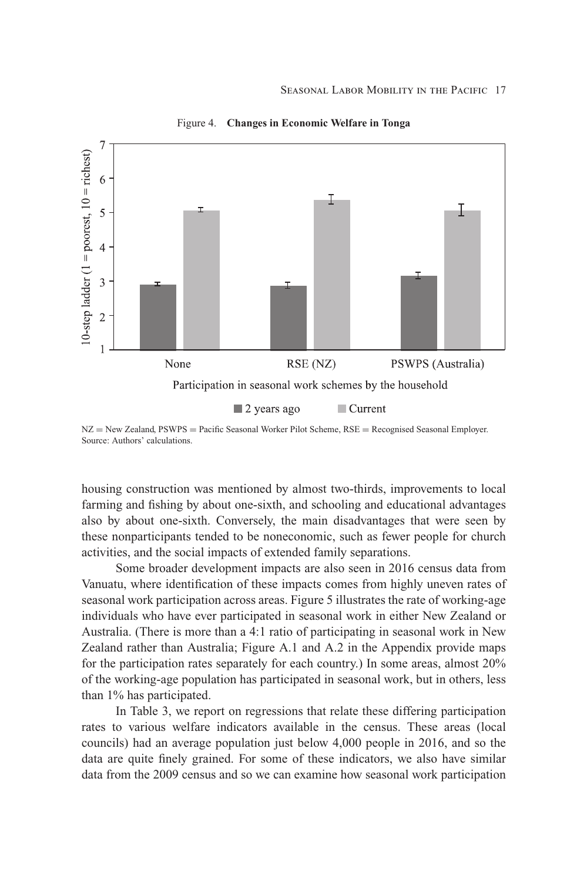Figure 4. **Changes in Economic Welfare in Tonga**

NZ = New Zealand, PSWPS = Pacific Seasonal Worker Pilot Scheme, RSE = Recognised Seasonal Employer.
Source: Authors' calculations.

housing construction was mentioned by almost two-thirds, improvements to local farming and fishing by about one-sixth, and schooling and educational advantages also by about one-sixth. Conversely, the main disadvantages that were seen by these nonparticipants tended to be noneconomic, such as fewer people for church activities, and the social impacts of extended family separations.

Some broader development impacts are also seen in 2016 census data from Vanuatu, where identification of these impacts comes from highly uneven rates of seasonal work participation across areas. Figure 5 illustrates the rate of working-age individuals who have ever participated in seasonal work in either New Zealand or Australia. (There is more than a 4:1 ratio of participating in seasonal work in New Zealand rather than Australia; Figure A.1 and A.2 in the Appendix provide maps for the participation rates separately for each country.) In some areas, almost 20% of the working-age population has participated in seasonal work, but in others, less than 1% has participated.

In Table 3, we report on regressions that relate these differing participation rates to various welfare indicators available in the census. These areas (local councils) had an average population just below 4,000 people in 2016, and so the data are quite finely grained. For some of these indicators, we also have similar data from the 2009 census and so we can examine how seasonal work participation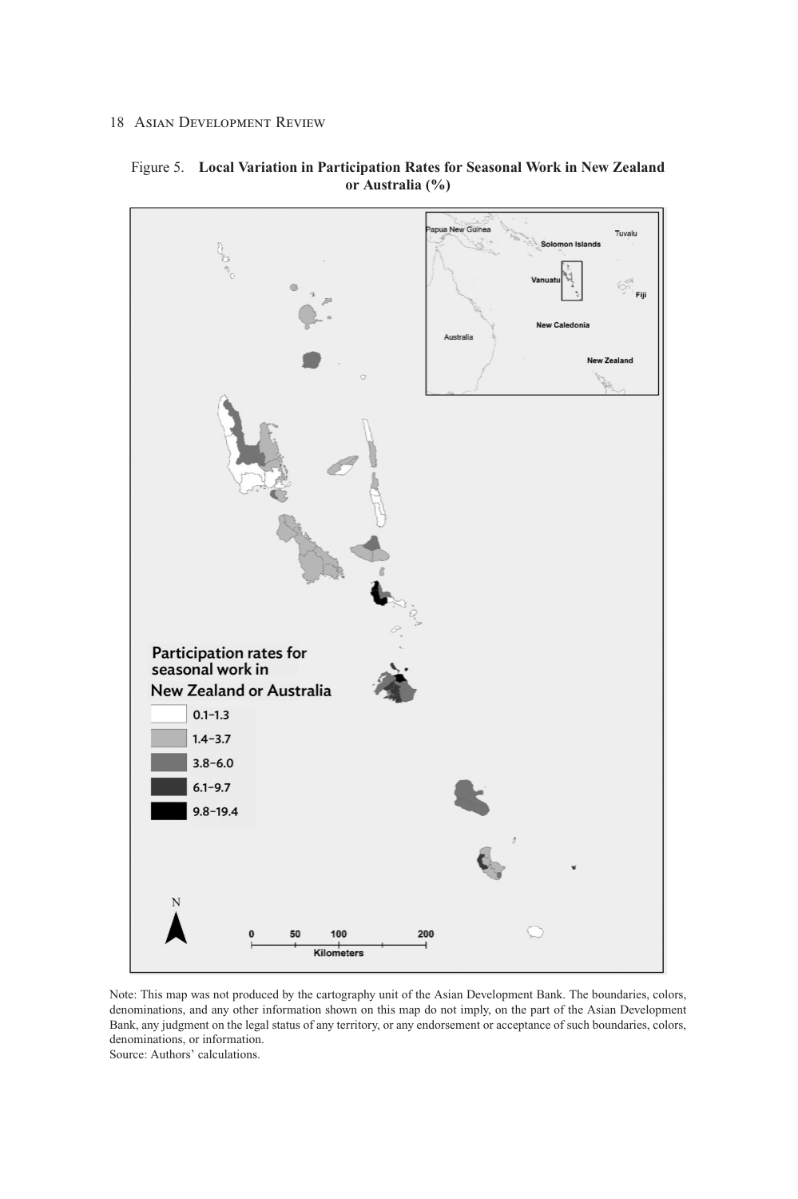Figure 5. **Local Variation in Participation Rates for Seasonal Work in New Zealand or Australia (%)**

Participation rates for seasonal work in New Zealand or Australia

- 0.1–1.3
- 1.4–3.7
- 3.8–6.0
- 6.1–9.7
- 9.8–19.4

Note: This map was not produced by the cartography unit of the Asian Development Bank. The boundaries, colors, denominations, and any other information shown on this map do not imply, on the part of the Asian Development Bank, any judgment on the legal status of any territory, or any endorsement or acceptance of such boundaries, colors, denominations, or information.
Source: Authors' calculations.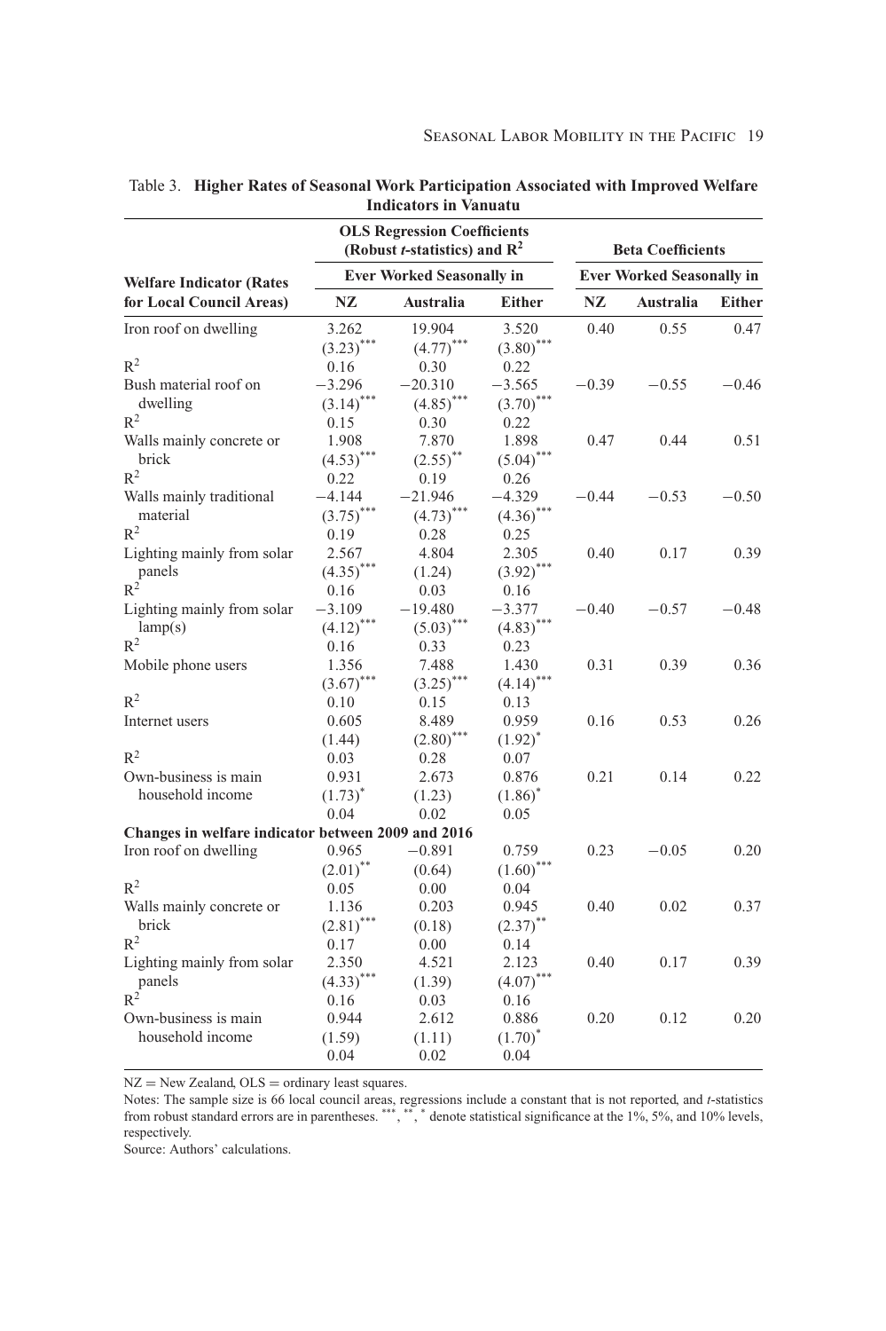Table 3. **Higher Rates of Seasonal Work Participation Associated with Improved Welfare Indicators in Vanuatu**

| Welfare Indicator (Rates for Local Council Areas) | OLS Regression Coefficients (Robust *t*-statistics) and $R^2$ | | | Beta Coefficients | | |
|---|---|---|---|---|---|---|
| | Ever Worked Seasonally in | | | Ever Worked Seasonally in | | |
| | NZ | Australia | Either | NZ | Australia | Either |
| Iron roof on dwelling | 3.262 | 19.904 | 3.520 | 0.40 | 0.55 | 0.47 |
| | $(3.23)^{***}$ | $(4.77)^{***}$ | $(3.80)^{***}$ | | | |
| $R^2$ | 0.16 | 0.30 | 0.22 | | | |
| Bush material roof on dwelling | −3.296 | −20.310 | −3.565 | −0.39 | −0.55 | −0.46 |
| | $(3.14)^{***}$ | $(4.85)^{***}$ | $(3.70)^{***}$ | | | |
| $R^2$ | 0.15 | 0.30 | 0.22 | | | |
| Walls mainly concrete or brick | 1.908 | 7.870 | 1.898 | 0.47 | 0.44 | 0.51 |
| | $(4.53)^{***}$ | $(2.55)^{**}$ | $(5.04)^{***}$ | | | |
| $R^2$ | 0.22 | 0.19 | 0.26 | | | |
| Walls mainly traditional material | −4.144 | −21.946 | −4.329 | −0.44 | −0.53 | −0.50 |
| | $(3.75)^{***}$ | $(4.73)^{***}$ | $(4.36)^{***}$ | | | |
| $R^2$ | 0.19 | 0.28 | 0.25 | | | |
| Lighting mainly from solar panels | 2.567 | 4.804 | 2.305 | 0.40 | 0.17 | 0.39 |
| | $(4.35)^{***}$ | (1.24) | $(3.92)^{***}$ | | | |
| $R^2$ | 0.16 | 0.03 | 0.16 | | | |
| Lighting mainly from solar lamp(s) | −3.109 | −19.480 | −3.377 | −0.40 | −0.57 | −0.48 |
| | $(4.12)^{***}$ | $(5.03)^{***}$ | $(4.83)^{***}$ | | | |
| $R^2$ | 0.16 | 0.33 | 0.23 | | | |
| Mobile phone users | 1.356 | 7.488 | 1.430 | 0.31 | 0.39 | 0.36 |
| | $(3.67)^{***}$ | $(3.25)^{***}$ | $(4.14)^{***}$ | | | |
| $R^2$ | 0.10 | 0.15 | 0.13 | | | |
| Internet users | 0.605 | 8.489 | 0.959 | 0.16 | 0.53 | 0.26 |
| | (1.44) | $(2.80)^{***}$ | $(1.92)^{*}$ | | | |
| $R^2$ | 0.03 | 0.28 | 0.07 | | | |
| Own-business is main household income | 0.931 | 2.673 | 0.876 | 0.21 | 0.14 | 0.22 |
| | $(1.73)^{*}$ | (1.23) | $(1.86)^{*}$ | | | |
| | 0.04 | 0.02 | 0.05 | | | |
| **Changes in welfare indicator between 2009 and 2016** | | | | | | |
| Iron roof on dwelling | 0.965 | −0.891 | 0.759 | 0.23 | −0.05 | 0.20 |
| | $(2.01)^{**}$ | (0.64) | $(1.60)^{***}$ | | | |
| $R^2$ | 0.05 | 0.00 | 0.04 | | | |
| Walls mainly concrete or brick | 1.136 | 0.203 | 0.945 | 0.40 | 0.02 | 0.37 |
| | $(2.81)^{***}$ | (0.18) | $(2.37)^{**}$ | | | |
| $R^2$ | 0.17 | 0.00 | 0.14 | | | |
| Lighting mainly from solar panels | 2.350 | 4.521 | 2.123 | 0.40 | 0.17 | 0.39 |
| | $(4.33)^{***}$ | (1.39) | $(4.07)^{***}$ | | | |
| $R^2$ | 0.16 | 0.03 | 0.16 | | | |
| Own-business is main household income | 0.944 | 2.612 | 0.886 | 0.20 | 0.12 | 0.20 |
| | (1.59) | (1.11) | $(1.70)^{*}$ | | | |
| | 0.04 | 0.02 | 0.04 | | | |

NZ = New Zealand, OLS = ordinary least squares.

Notes: The sample size is 66 local council areas, regressions include a constant that is not reported, and *t*-statistics from robust standard errors are in parentheses. ***, **, * denote statistical significance at the 1%, 5%, and 10% levels, respectively.

Source: Authors' calculations.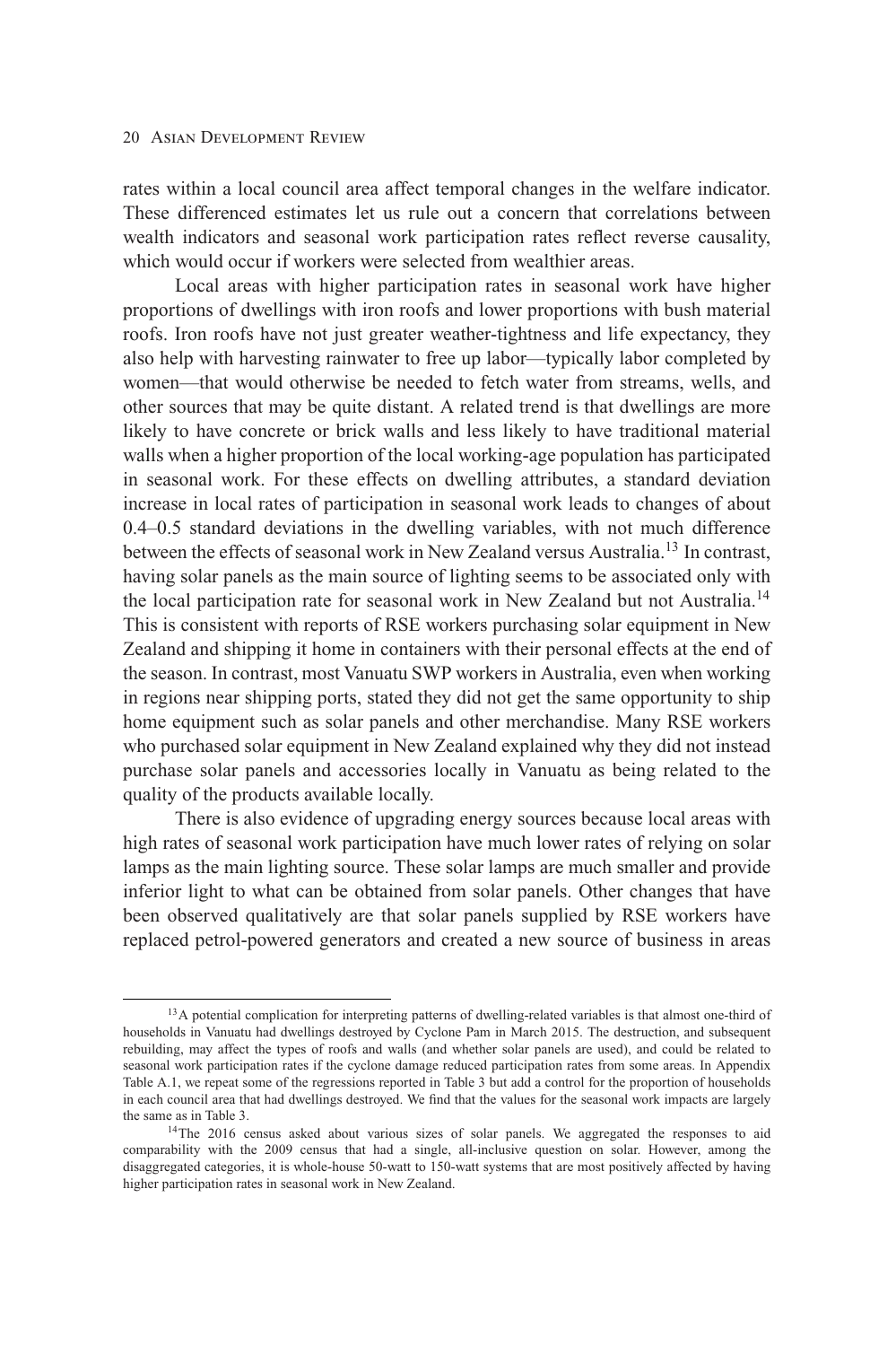rates within a local council area affect temporal changes in the welfare indicator. These differenced estimates let us rule out a concern that correlations between wealth indicators and seasonal work participation rates reflect reverse causality, which would occur if workers were selected from wealthier areas.

Local areas with higher participation rates in seasonal work have higher proportions of dwellings with iron roofs and lower proportions with bush material roofs. Iron roofs have not just greater weather-tightness and life expectancy, they also help with harvesting rainwater to free up labor—typically labor completed by women—that would otherwise be needed to fetch water from streams, wells, and other sources that may be quite distant. A related trend is that dwellings are more likely to have concrete or brick walls and less likely to have traditional material walls when a higher proportion of the local working-age population has participated in seasonal work. For these effects on dwelling attributes, a standard deviation increase in local rates of participation in seasonal work leads to changes of about 0.4–0.5 standard deviations in the dwelling variables, with not much difference between the effects of seasonal work in New Zealand versus Australia.[13] In contrast, having solar panels as the main source of lighting seems to be associated only with the local participation rate for seasonal work in New Zealand but not Australia.[14] This is consistent with reports of RSE workers purchasing solar equipment in New Zealand and shipping it home in containers with their personal effects at the end of the season. In contrast, most Vanuatu SWP workers in Australia, even when working in regions near shipping ports, stated they did not get the same opportunity to ship home equipment such as solar panels and other merchandise. Many RSE workers who purchased solar equipment in New Zealand explained why they did not instead purchase solar panels and accessories locally in Vanuatu as being related to the quality of the products available locally.

There is also evidence of upgrading energy sources because local areas with high rates of seasonal work participation have much lower rates of relying on solar lamps as the main lighting source. These solar lamps are much smaller and provide inferior light to what can be obtained from solar panels. Other changes that have been observed qualitatively are that solar panels supplied by RSE workers have replaced petrol-powered generators and created a new source of business in areas

---

[13] A potential complication for interpreting patterns of dwelling-related variables is that almost one-third of households in Vanuatu had dwellings destroyed by Cyclone Pam in March 2015. The destruction, and subsequent rebuilding, may affect the types of roofs and walls (and whether solar panels are used), and could be related to seasonal work participation rates if the cyclone damage reduced participation rates from some areas. In Appendix Table A.1, we repeat some of the regressions reported in Table 3 but add a control for the proportion of households in each council area that had dwellings destroyed. We find that the values for the seasonal work impacts are largely the same as in Table 3.

[14] The 2016 census asked about various sizes of solar panels. We aggregated the responses to aid comparability with the 2009 census that had a single, all-inclusive question on solar. However, among the disaggregated categories, it is whole-house 50-watt to 150-watt systems that are most positively affected by having higher participation rates in seasonal work in New Zealand.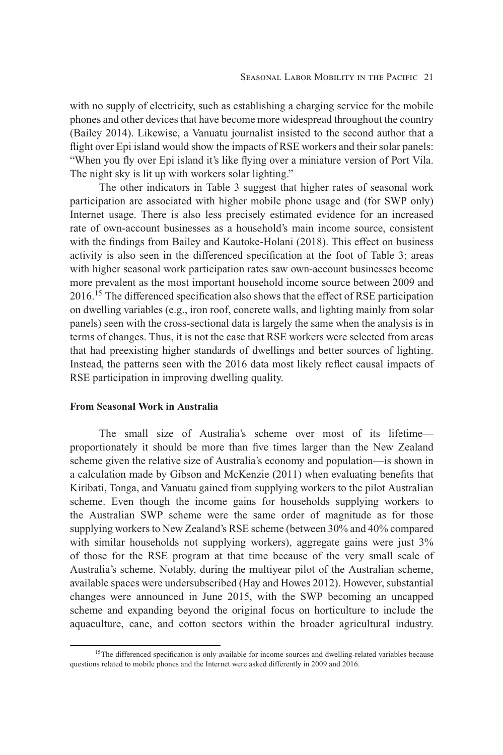with no supply of electricity, such as establishing a charging service for the mobile phones and other devices that have become more widespread throughout the country (Bailey 2014). Likewise, a Vanuatu journalist insisted to the second author that a flight over Epi island would show the impacts of RSE workers and their solar panels: "When you fly over Epi island it's like flying over a miniature version of Port Vila. The night sky is lit up with workers solar lighting."

The other indicators in Table 3 suggest that higher rates of seasonal work participation are associated with higher mobile phone usage and (for SWP only) Internet usage. There is also less precisely estimated evidence for an increased rate of own-account businesses as a household's main income source, consistent with the findings from Bailey and Kautoke-Holani (2018). This effect on business activity is also seen in the differenced specification at the foot of Table 3; areas with higher seasonal work participation rates saw own-account businesses become more prevalent as the most important household income source between 2009 and 2016.[15] The differenced specification also shows that the effect of RSE participation on dwelling variables (e.g., iron roof, concrete walls, and lighting mainly from solar panels) seen with the cross-sectional data is largely the same when the analysis is in terms of changes. Thus, it is not the case that RSE workers were selected from areas that had preexisting higher standards of dwellings and better sources of lighting. Instead, the patterns seen with the 2016 data most likely reflect causal impacts of RSE participation in improving dwelling quality.

**From Seasonal Work in Australia**

The small size of Australia's scheme over most of its lifetime—proportionately it should be more than five times larger than the New Zealand scheme given the relative size of Australia's economy and population—is shown in a calculation made by Gibson and McKenzie (2011) when evaluating benefits that Kiribati, Tonga, and Vanuatu gained from supplying workers to the pilot Australian scheme. Even though the income gains for households supplying workers to the Australian SWP scheme were the same order of magnitude as for those supplying workers to New Zealand's RSE scheme (between 30% and 40% compared with similar households not supplying workers), aggregate gains were just 3% of those for the RSE program at that time because of the very small scale of Australia's scheme. Notably, during the multiyear pilot of the Australian scheme, available spaces were undersubscribed (Hay and Howes 2012). However, substantial changes were announced in June 2015, with the SWP becoming an uncapped scheme and expanding beyond the original focus on horticulture to include the aquaculture, cane, and cotton sectors within the broader agricultural industry.

[15]The differenced specification is only available for income sources and dwelling-related variables because questions related to mobile phones and the Internet were asked differently in 2009 and 2016.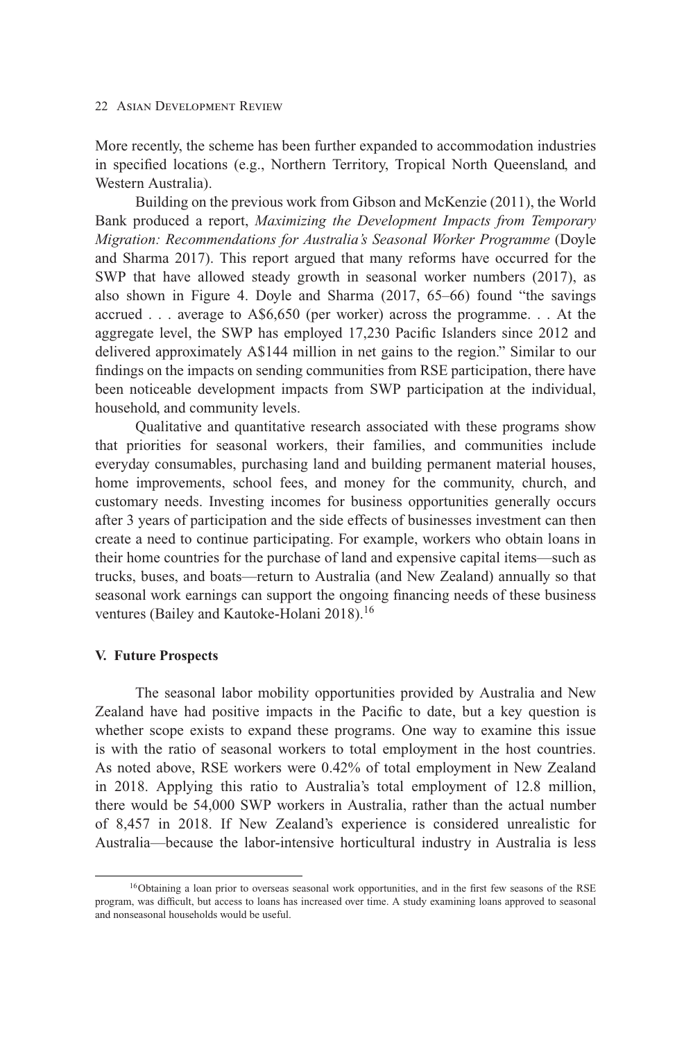More recently, the scheme has been further expanded to accommodation industries in specified locations (e.g., Northern Territory, Tropical North Queensland, and Western Australia).

Building on the previous work from Gibson and McKenzie (2011), the World Bank produced a report, *Maximizing the Development Impacts from Temporary Migration: Recommendations for Australia's Seasonal Worker Programme* (Doyle and Sharma 2017). This report argued that many reforms have occurred for the SWP that have allowed steady growth in seasonal worker numbers (2017), as also shown in Figure 4. Doyle and Sharma (2017, 65–66) found "the savings accrued . . . average to A$6,650 (per worker) across the programme. . . At the aggregate level, the SWP has employed 17,230 Pacific Islanders since 2012 and delivered approximately A$144 million in net gains to the region." Similar to our findings on the impacts on sending communities from RSE participation, there have been noticeable development impacts from SWP participation at the individual, household, and community levels.

Qualitative and quantitative research associated with these programs show that priorities for seasonal workers, their families, and communities include everyday consumables, purchasing land and building permanent material houses, home improvements, school fees, and money for the community, church, and customary needs. Investing incomes for business opportunities generally occurs after 3 years of participation and the side effects of businesses investment can then create a need to continue participating. For example, workers who obtain loans in their home countries for the purchase of land and expensive capital items—such as trucks, buses, and boats—return to Australia (and New Zealand) annually so that seasonal work earnings can support the ongoing financing needs of these business ventures (Bailey and Kautoke-Holani 2018).[16]

## V. Future Prospects

The seasonal labor mobility opportunities provided by Australia and New Zealand have had positive impacts in the Pacific to date, but a key question is whether scope exists to expand these programs. One way to examine this issue is with the ratio of seasonal workers to total employment in the host countries. As noted above, RSE workers were 0.42% of total employment in New Zealand in 2018. Applying this ratio to Australia's total employment of 12.8 million, there would be 54,000 SWP workers in Australia, rather than the actual number of 8,457 in 2018. If New Zealand's experience is considered unrealistic for Australia—because the labor-intensive horticultural industry in Australia is less

[16]Obtaining a loan prior to overseas seasonal work opportunities, and in the first few seasons of the RSE program, was difficult, but access to loans has increased over time. A study examining loans approved to seasonal and nonseasonal households would be useful.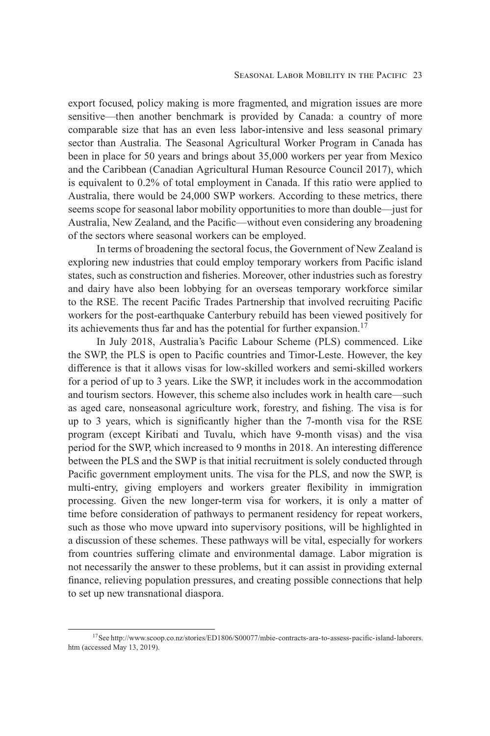export focused, policy making is more fragmented, and migration issues are more sensitive—then another benchmark is provided by Canada: a country of more comparable size that has an even less labor-intensive and less seasonal primary sector than Australia. The Seasonal Agricultural Worker Program in Canada has been in place for 50 years and brings about 35,000 workers per year from Mexico and the Caribbean (Canadian Agricultural Human Resource Council 2017), which is equivalent to 0.2% of total employment in Canada. If this ratio were applied to Australia, there would be 24,000 SWP workers. According to these metrics, there seems scope for seasonal labor mobility opportunities to more than double—just for Australia, New Zealand, and the Pacific—without even considering any broadening of the sectors where seasonal workers can be employed.

In terms of broadening the sectoral focus, the Government of New Zealand is exploring new industries that could employ temporary workers from Pacific island states, such as construction and fisheries. Moreover, other industries such as forestry and dairy have also been lobbying for an overseas temporary workforce similar to the RSE. The recent Pacific Trades Partnership that involved recruiting Pacific workers for the post-earthquake Canterbury rebuild has been viewed positively for its achievements thus far and has the potential for further expansion.[17]

In July 2018, Australia's Pacific Labour Scheme (PLS) commenced. Like the SWP, the PLS is open to Pacific countries and Timor-Leste. However, the key difference is that it allows visas for low-skilled workers and semi-skilled workers for a period of up to 3 years. Like the SWP, it includes work in the accommodation and tourism sectors. However, this scheme also includes work in health care—such as aged care, nonseasonal agriculture work, forestry, and fishing. The visa is for up to 3 years, which is significantly higher than the 7-month visa for the RSE program (except Kiribati and Tuvalu, which have 9-month visas) and the visa period for the SWP, which increased to 9 months in 2018. An interesting difference between the PLS and the SWP is that initial recruitment is solely conducted through Pacific government employment units. The visa for the PLS, and now the SWP, is multi-entry, giving employers and workers greater flexibility in immigration processing. Given the new longer-term visa for workers, it is only a matter of time before consideration of pathways to permanent residency for repeat workers, such as those who move upward into supervisory positions, will be highlighted in a discussion of these schemes. These pathways will be vital, especially for workers from countries suffering climate and environmental damage. Labor migration is not necessarily the answer to these problems, but it can assist in providing external finance, relieving population pressures, and creating possible connections that help to set up new transnational diaspora.

[17] See http://www.scoop.co.nz/stories/ED1806/S00077/mbie-contracts-ara-to-assess-pacific-island-laborers.htm (accessed May 13, 2019).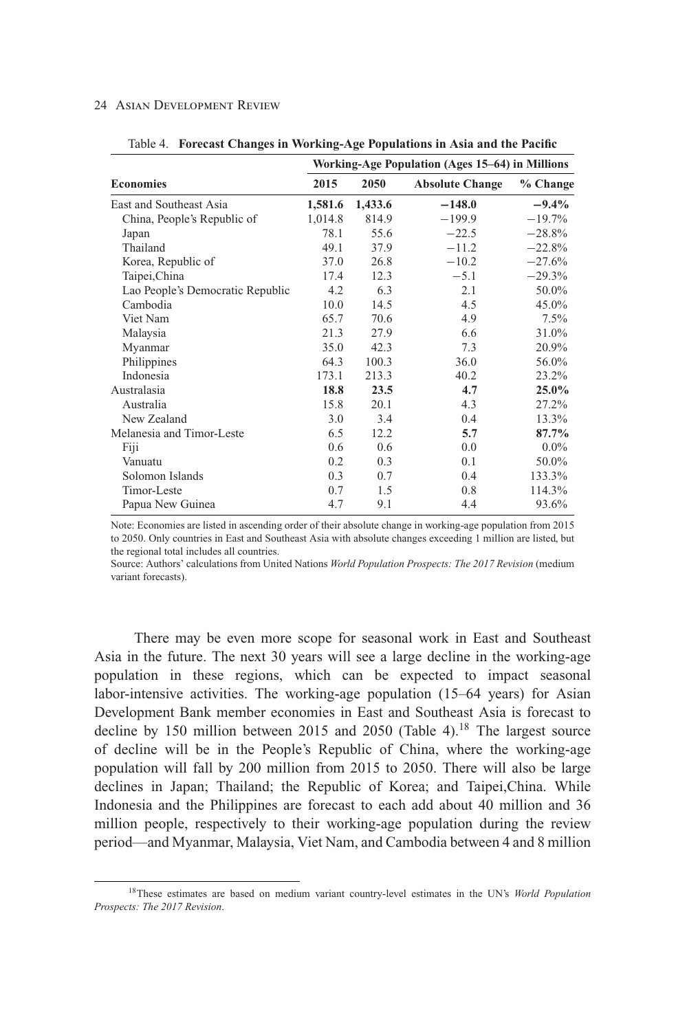Table 4. **Forecast Changes in Working-Age Populations in Asia and the Pacific**

| | Working-Age Population (Ages 15–64) in Millions | | | |
|---|---|---|---|---|
| **Economies** | **2015** | **2050** | **Absolute Change** | **% Change** |
| East and Southeast Asia | **1,581.6** | **1,433.6** | **−148.0** | **−9.4%** |
| China, People's Republic of | 1,014.8 | 814.9 | −199.9 | −19.7% |
| Japan | 78.1 | 55.6 | −22.5 | −28.8% |
| Thailand | 49.1 | 37.9 | −11.2 | −22.8% |
| Korea, Republic of | 37.0 | 26.8 | −10.2 | −27.6% |
| Taipei,China | 17.4 | 12.3 | −5.1 | −29.3% |
| Lao People's Democratic Republic | 4.2 | 6.3 | 2.1 | 50.0% |
| Cambodia | 10.0 | 14.5 | 4.5 | 45.0% |
| Viet Nam | 65.7 | 70.6 | 4.9 | 7.5% |
| Malaysia | 21.3 | 27.9 | 6.6 | 31.0% |
| Myanmar | 35.0 | 42.3 | 7.3 | 20.9% |
| Philippines | 64.3 | 100.3 | 36.0 | 56.0% |
| Indonesia | 173.1 | 213.3 | 40.2 | 23.2% |
| Australasia | **18.8** | **23.5** | **4.7** | **25.0%** |
| Australia | 15.8 | 20.1 | 4.3 | 27.2% |
| New Zealand | 3.0 | 3.4 | 0.4 | 13.3% |
| Melanesia and Timor-Leste | 6.5 | 12.2 | **5.7** | **87.7%** |
| Fiji | 0.6 | 0.6 | 0.0 | 0.0% |
| Vanuatu | 0.2 | 0.3 | 0.1 | 50.0% |
| Solomon Islands | 0.3 | 0.7 | 0.4 | 133.3% |
| Timor-Leste | 0.7 | 1.5 | 0.8 | 114.3% |
| Papua New Guinea | 4.7 | 9.1 | 4.4 | 93.6% |

Note: Economies are listed in ascending order of their absolute change in working-age population from 2015 to 2050. Only countries in East and Southeast Asia with absolute changes exceeding 1 million are listed, but the regional total includes all countries.

Source: Authors' calculations from United Nations *World Population Prospects: The 2017 Revision* (medium variant forecasts).

There may be even more scope for seasonal work in East and Southeast Asia in the future. The next 30 years will see a large decline in the working-age population in these regions, which can be expected to impact seasonal labor-intensive activities. The working-age population (15–64 years) for Asian Development Bank member economies in East and Southeast Asia is forecast to decline by 150 million between 2015 and 2050 (Table 4).[18] The largest source of decline will be in the People's Republic of China, where the working-age population will fall by 200 million from 2015 to 2050. There will also be large declines in Japan; Thailand; the Republic of Korea; and Taipei,China. While Indonesia and the Philippines are forecast to each add about 40 million and 36 million people, respectively to their working-age population during the review period—and Myanmar, Malaysia, Viet Nam, and Cambodia between 4 and 8 million

[18] These estimates are based on medium variant country-level estimates in the UN's *World Population Prospects: The 2017 Revision*.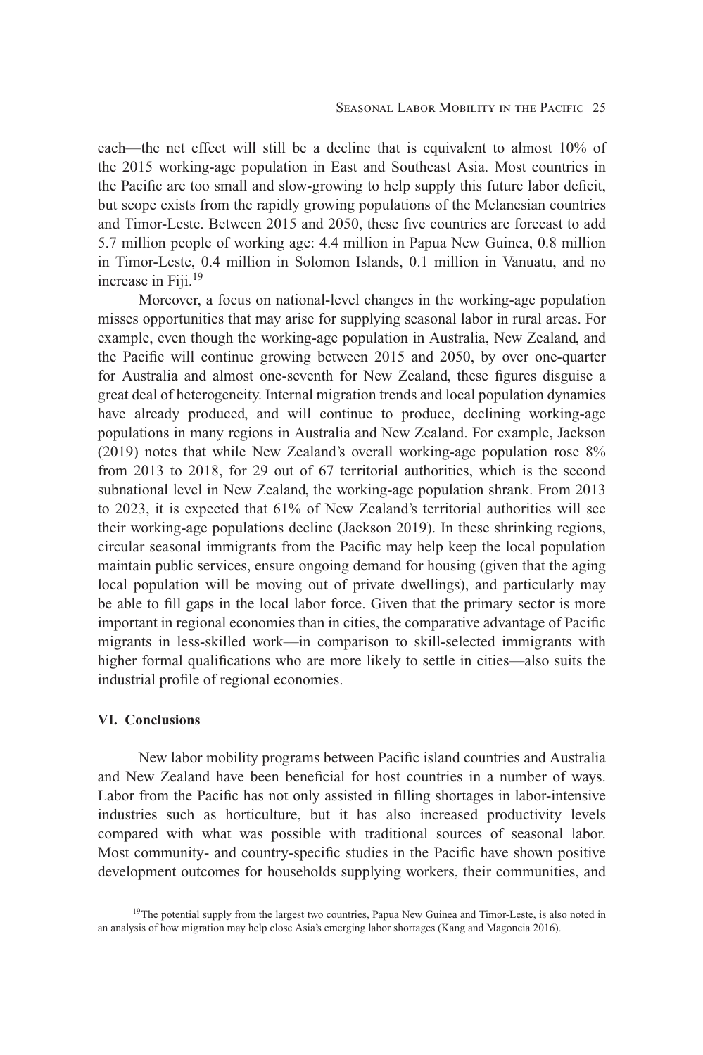each—the net effect will still be a decline that is equivalent to almost 10% of the 2015 working-age population in East and Southeast Asia. Most countries in the Pacific are too small and slow-growing to help supply this future labor deficit, but scope exists from the rapidly growing populations of the Melanesian countries and Timor-Leste. Between 2015 and 2050, these five countries are forecast to add 5.7 million people of working age: 4.4 million in Papua New Guinea, 0.8 million in Timor-Leste, 0.4 million in Solomon Islands, 0.1 million in Vanuatu, and no increase in Fiji.[19]

Moreover, a focus on national-level changes in the working-age population misses opportunities that may arise for supplying seasonal labor in rural areas. For example, even though the working-age population in Australia, New Zealand, and the Pacific will continue growing between 2015 and 2050, by over one-quarter for Australia and almost one-seventh for New Zealand, these figures disguise a great deal of heterogeneity. Internal migration trends and local population dynamics have already produced, and will continue to produce, declining working-age populations in many regions in Australia and New Zealand. For example, Jackson (2019) notes that while New Zealand's overall working-age population rose 8% from 2013 to 2018, for 29 out of 67 territorial authorities, which is the second subnational level in New Zealand, the working-age population shrank. From 2013 to 2023, it is expected that 61% of New Zealand's territorial authorities will see their working-age populations decline (Jackson 2019). In these shrinking regions, circular seasonal immigrants from the Pacific may help keep the local population maintain public services, ensure ongoing demand for housing (given that the aging local population will be moving out of private dwellings), and particularly may be able to fill gaps in the local labor force. Given that the primary sector is more important in regional economies than in cities, the comparative advantage of Pacific migrants in less-skilled work—in comparison to skill-selected immigrants with higher formal qualifications who are more likely to settle in cities—also suits the industrial profile of regional economies.

## VI. Conclusions

New labor mobility programs between Pacific island countries and Australia and New Zealand have been beneficial for host countries in a number of ways. Labor from the Pacific has not only assisted in filling shortages in labor-intensive industries such as horticulture, but it has also increased productivity levels compared with what was possible with traditional sources of seasonal labor. Most community- and country-specific studies in the Pacific have shown positive development outcomes for households supplying workers, their communities, and

[19]The potential supply from the largest two countries, Papua New Guinea and Timor-Leste, is also noted in an analysis of how migration may help close Asia's emerging labor shortages (Kang and Magoncia 2016).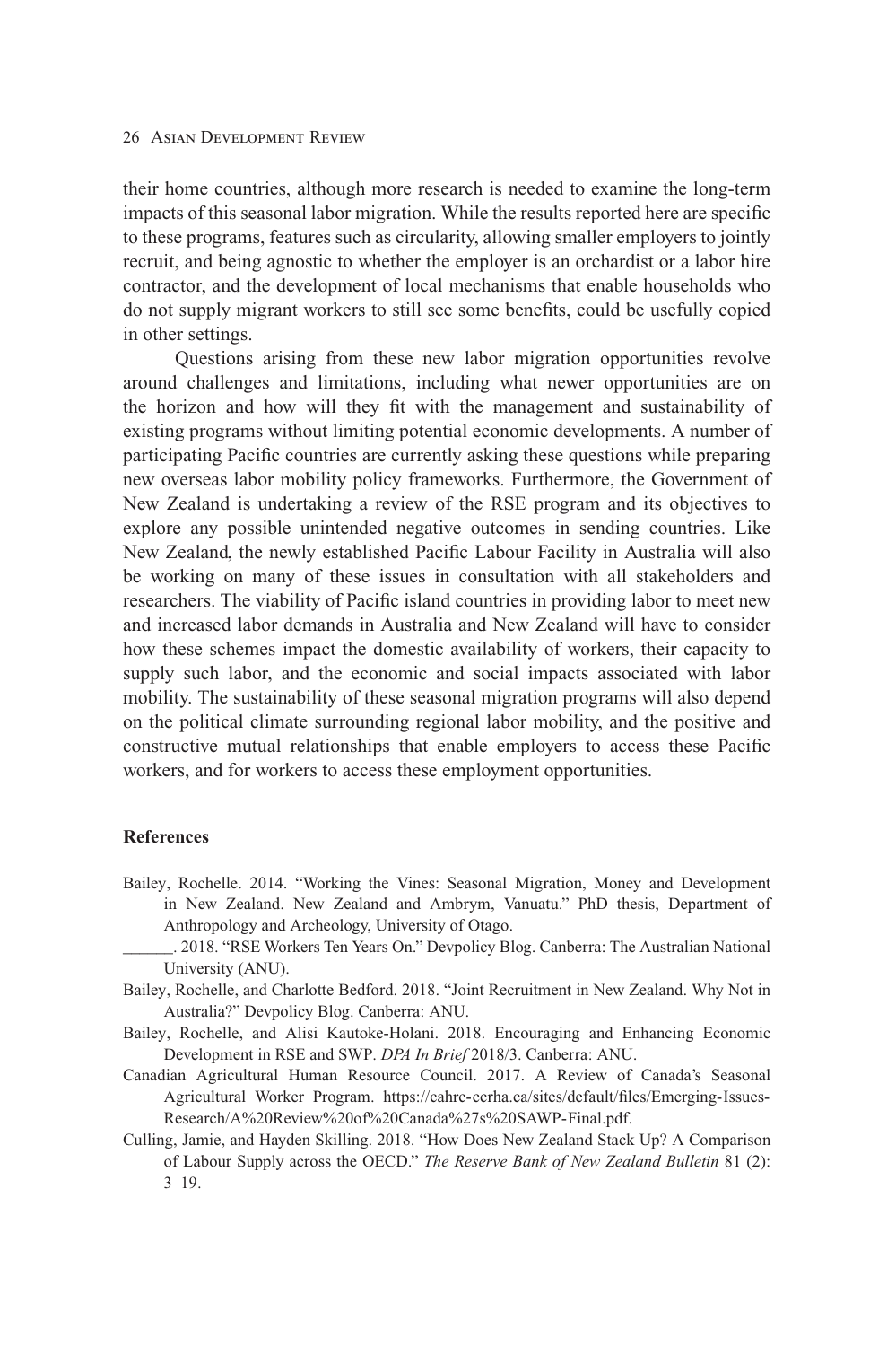their home countries, although more research is needed to examine the long-term impacts of this seasonal labor migration. While the results reported here are specific to these programs, features such as circularity, allowing smaller employers to jointly recruit, and being agnostic to whether the employer is an orchardist or a labor hire contractor, and the development of local mechanisms that enable households who do not supply migrant workers to still see some benefits, could be usefully copied in other settings.

Questions arising from these new labor migration opportunities revolve around challenges and limitations, including what newer opportunities are on the horizon and how will they fit with the management and sustainability of existing programs without limiting potential economic developments. A number of participating Pacific countries are currently asking these questions while preparing new overseas labor mobility policy frameworks. Furthermore, the Government of New Zealand is undertaking a review of the RSE program and its objectives to explore any possible unintended negative outcomes in sending countries. Like New Zealand, the newly established Pacific Labour Facility in Australia will also be working on many of these issues in consultation with all stakeholders and researchers. The viability of Pacific island countries in providing labor to meet new and increased labor demands in Australia and New Zealand will have to consider how these schemes impact the domestic availability of workers, their capacity to supply such labor, and the economic and social impacts associated with labor mobility. The sustainability of these seasonal migration programs will also depend on the political climate surrounding regional labor mobility, and the positive and constructive mutual relationships that enable employers to access these Pacific workers, and for workers to access these employment opportunities.

## References

Bailey, Rochelle. 2014. "Working the Vines: Seasonal Migration, Money and Development in New Zealand. New Zealand and Ambrym, Vanuatu." PhD thesis, Department of Anthropology and Archeology, University of Otago.

______. 2018. "RSE Workers Ten Years On." Devpolicy Blog. Canberra: The Australian National University (ANU).

Bailey, Rochelle, and Charlotte Bedford. 2018. "Joint Recruitment in New Zealand. Why Not in Australia?" Devpolicy Blog. Canberra: ANU.

Bailey, Rochelle, and Alisi Kautoke-Holani. 2018. Encouraging and Enhancing Economic Development in RSE and SWP. *DPA In Brief* 2018/3. Canberra: ANU.

Canadian Agricultural Human Resource Council. 2017. A Review of Canada's Seasonal Agricultural Worker Program. https://cahrc-ccrha.ca/sites/default/files/Emerging-Issues-Research/A%20Review%20of%20Canada%27s%20SAWP-Final.pdf.

Culling, Jamie, and Hayden Skilling. 2018. "How Does New Zealand Stack Up? A Comparison of Labour Supply across the OECD." *The Reserve Bank of New Zealand Bulletin* 81 (2): 3–19.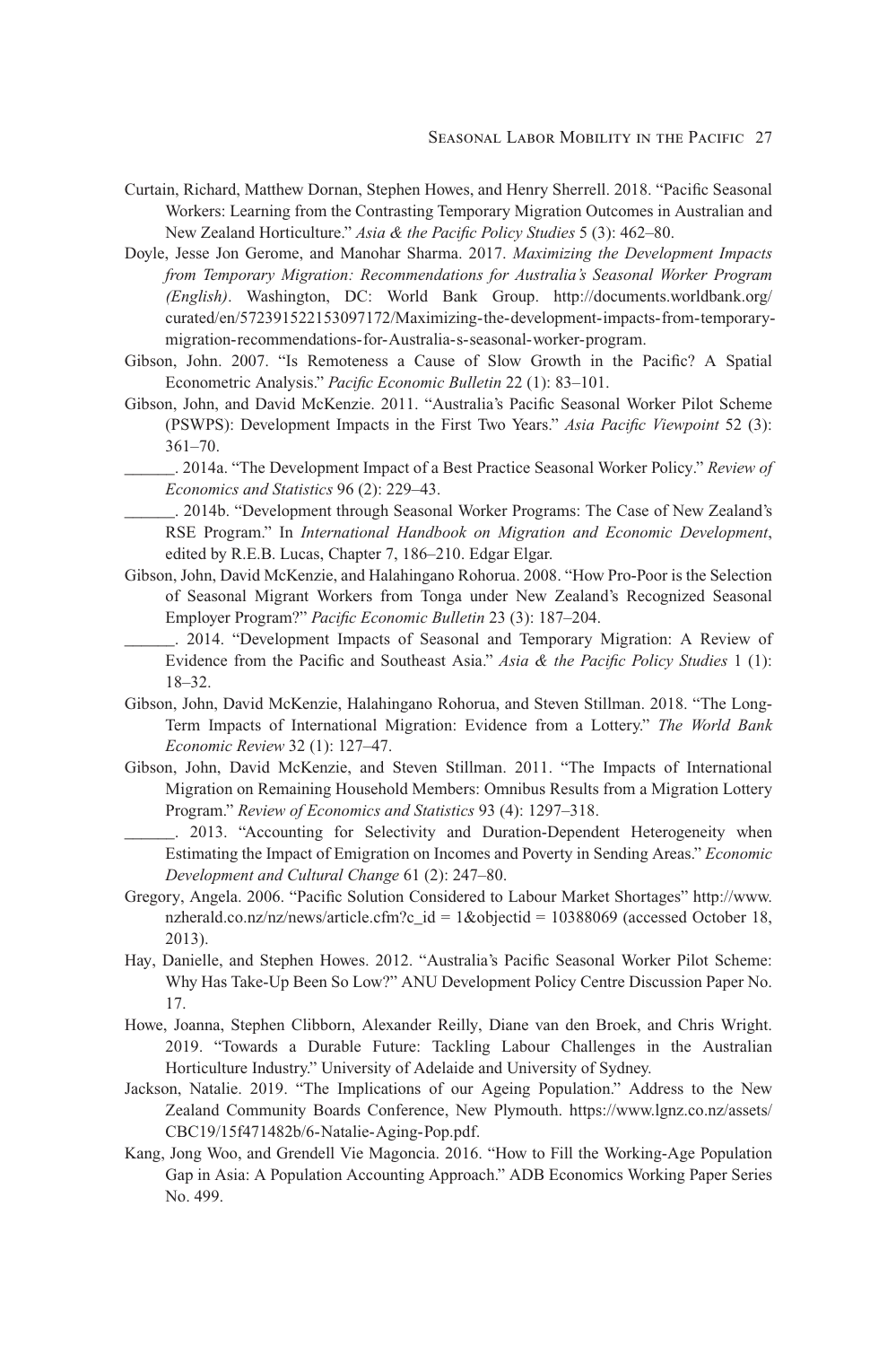Curtain, Richard, Matthew Dornan, Stephen Howes, and Henry Sherrell. 2018. "Pacific Seasonal Workers: Learning from the Contrasting Temporary Migration Outcomes in Australian and New Zealand Horticulture." *Asia & the Pacific Policy Studies* 5 (3): 462–80.

Doyle, Jesse Jon Gerome, and Manohar Sharma. 2017. *Maximizing the Development Impacts from Temporary Migration: Recommendations for Australia's Seasonal Worker Program (English)*. Washington, DC: World Bank Group. http://documents.worldbank.org/curated/en/572391522153097172/Maximizing-the-development-impacts-from-temporary-migration-recommendations-for-Australia-s-seasonal-worker-program.

Gibson, John. 2007. "Is Remoteness a Cause of Slow Growth in the Pacific? A Spatial Econometric Analysis." *Pacific Economic Bulletin* 22 (1): 83–101.

Gibson, John, and David McKenzie. 2011. "Australia's Pacific Seasonal Worker Pilot Scheme (PSWPS): Development Impacts in the First Two Years." *Asia Pacific Viewpoint* 52 (3): 361–70.

______. 2014a. "The Development Impact of a Best Practice Seasonal Worker Policy." *Review of Economics and Statistics* 96 (2): 229–43.

______. 2014b. "Development through Seasonal Worker Programs: The Case of New Zealand's RSE Program." In *International Handbook on Migration and Economic Development*, edited by R.E.B. Lucas, Chapter 7, 186–210. Edgar Elgar.

Gibson, John, David McKenzie, and Halahingano Rohorua. 2008. "How Pro-Poor is the Selection of Seasonal Migrant Workers from Tonga under New Zealand's Recognized Seasonal Employer Program?" *Pacific Economic Bulletin* 23 (3): 187–204.

______. 2014. "Development Impacts of Seasonal and Temporary Migration: A Review of Evidence from the Pacific and Southeast Asia." *Asia & the Pacific Policy Studies* 1 (1): 18–32.

Gibson, John, David McKenzie, Halahingano Rohorua, and Steven Stillman. 2018. "The Long-Term Impacts of International Migration: Evidence from a Lottery." *The World Bank Economic Review* 32 (1): 127–47.

Gibson, John, David McKenzie, and Steven Stillman. 2011. "The Impacts of International Migration on Remaining Household Members: Omnibus Results from a Migration Lottery Program." *Review of Economics and Statistics* 93 (4): 1297–318.

______. 2013. "Accounting for Selectivity and Duration-Dependent Heterogeneity when Estimating the Impact of Emigration on Incomes and Poverty in Sending Areas." *Economic Development and Cultural Change* 61 (2): 247–80.

Gregory, Angela. 2006. "Pacific Solution Considered to Labour Market Shortages" http://www.nzherald.co.nz/nz/news/article.cfm?c_id = 1&objectid = 10388069 (accessed October 18, 2013).

Hay, Danielle, and Stephen Howes. 2012. "Australia's Pacific Seasonal Worker Pilot Scheme: Why Has Take-Up Been So Low?" ANU Development Policy Centre Discussion Paper No. 17.

Howe, Joanna, Stephen Clibborn, Alexander Reilly, Diane van den Broek, and Chris Wright. 2019. "Towards a Durable Future: Tackling Labour Challenges in the Australian Horticulture Industry." University of Adelaide and University of Sydney.

Jackson, Natalie. 2019. "The Implications of our Ageing Population." Address to the New Zealand Community Boards Conference, New Plymouth. https://www.lgnz.co.nz/assets/CBC19/15f471482b/6-Natalie-Aging-Pop.pdf.

Kang, Jong Woo, and Grendell Vie Magoncia. 2016. "How to Fill the Working-Age Population Gap in Asia: A Population Accounting Approach." ADB Economics Working Paper Series No. 499.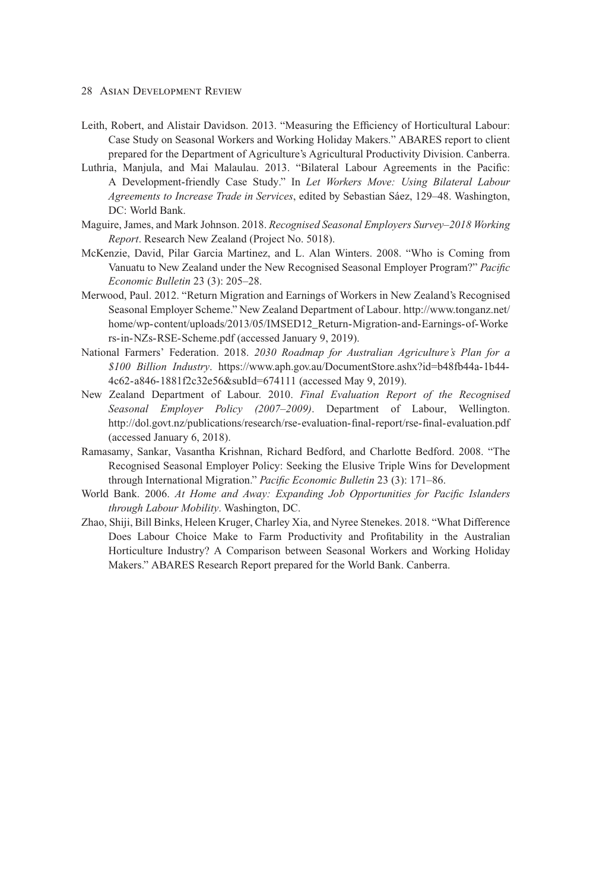Leith, Robert, and Alistair Davidson. 2013. "Measuring the Efficiency of Horticultural Labour: Case Study on Seasonal Workers and Working Holiday Makers." ABARES report to client prepared for the Department of Agriculture's Agricultural Productivity Division. Canberra.

Luthria, Manjula, and Mai Malaulau. 2013. "Bilateral Labour Agreements in the Pacific: A Development-friendly Case Study." In *Let Workers Move: Using Bilateral Labour Agreements to Increase Trade in Services*, edited by Sebastian Sáez, 129–48. Washington, DC: World Bank.

Maguire, James, and Mark Johnson. 2018. *Recognised Seasonal Employers Survey–2018 Working Report*. Research New Zealand (Project No. 5018).

McKenzie, David, Pilar Garcia Martinez, and L. Alan Winters. 2008. "Who is Coming from Vanuatu to New Zealand under the New Recognised Seasonal Employer Program?" *Pacific Economic Bulletin* 23 (3): 205–28.

Merwood, Paul. 2012. "Return Migration and Earnings of Workers in New Zealand's Recognised Seasonal Employer Scheme." New Zealand Department of Labour. http://www.tonganz.net/home/wp-content/uploads/2013/05/IMSED12_Return-Migration-and-Earnings-of-Workers-in-NZs-RSE-Scheme.pdf (accessed January 9, 2019).

National Farmers' Federation. 2018. *2030 Roadmap for Australian Agriculture's Plan for a $100 Billion Industry*. https://www.aph.gov.au/DocumentStore.ashx?id=b48fb44a-1b44-4c62-a846-1881f2c32e56&subId=674111 (accessed May 9, 2019).

New Zealand Department of Labour. 2010. *Final Evaluation Report of the Recognised Seasonal Employer Policy (2007–2009)*. Department of Labour, Wellington. http://dol.govt.nz/publications/research/rse-evaluation-final-report/rse-final-evaluation.pdf (accessed January 6, 2018).

Ramasamy, Sankar, Vasantha Krishnan, Richard Bedford, and Charlotte Bedford. 2008. "The Recognised Seasonal Employer Policy: Seeking the Elusive Triple Wins for Development through International Migration." *Pacific Economic Bulletin* 23 (3): 171–86.

World Bank. 2006. *At Home and Away: Expanding Job Opportunities for Pacific Islanders through Labour Mobility*. Washington, DC.

Zhao, Shiji, Bill Binks, Heleen Kruger, Charley Xia, and Nyree Stenekes. 2018. "What Difference Does Labour Choice Make to Farm Productivity and Profitability in the Australian Horticulture Industry? A Comparison between Seasonal Workers and Working Holiday Makers." ABARES Research Report prepared for the World Bank. Canberra.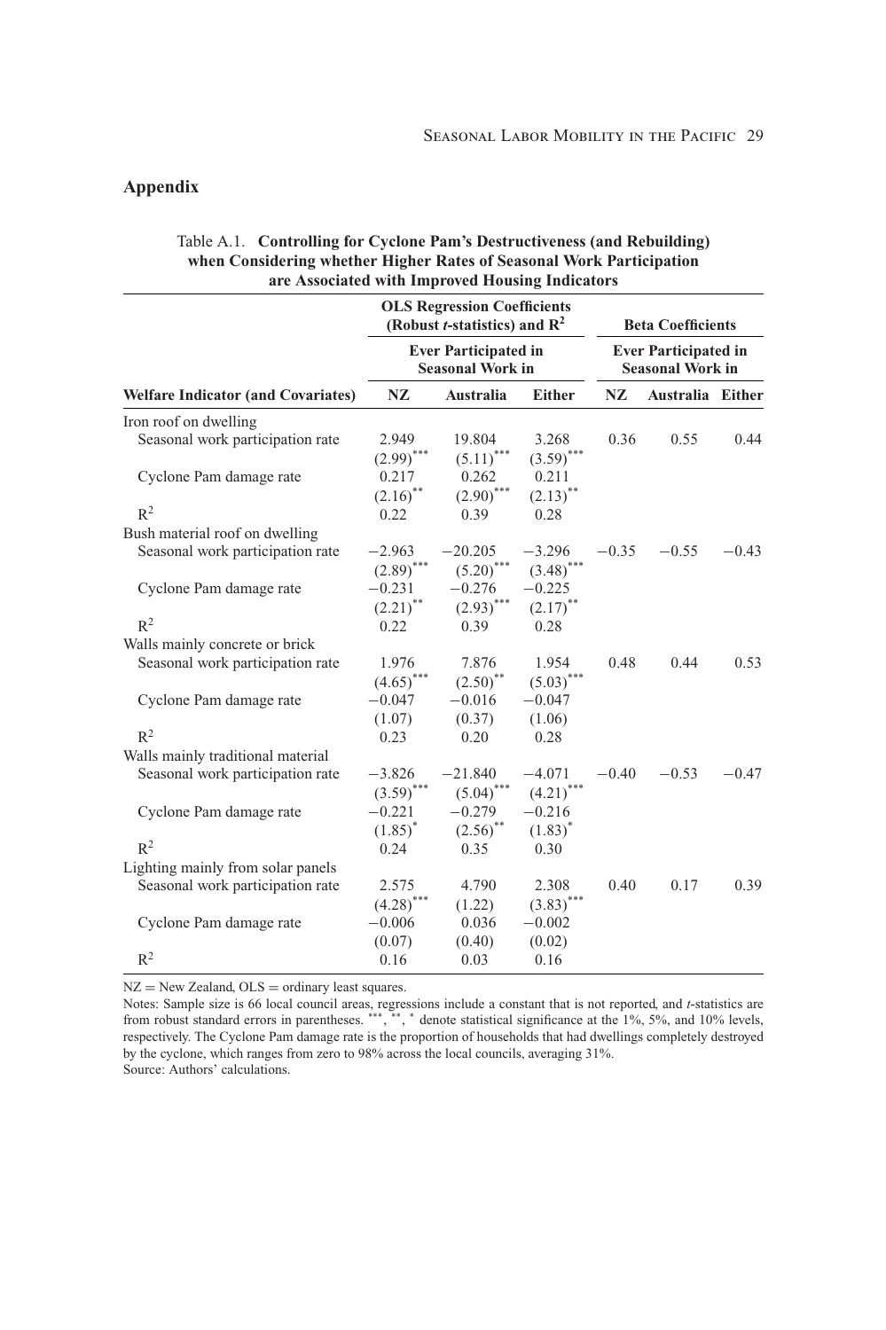## Appendix

Table A.1. **Controlling for Cyclone Pam's Destructiveness (and Rebuilding) when Considering whether Higher Rates of Seasonal Work Participation are Associated with Improved Housing Indicators**

| | OLS Regression Coefficients (Robust *t*-statistics) and $R^2$ | | | Beta Coefficients | | |
|---|---|---|---|---|---|---|
| | Ever Participated in Seasonal Work in | | | Ever Participated in Seasonal Work in | | |
| **Welfare Indicator (and Covariates)** | **NZ** | **Australia** | **Either** | **NZ** | **Australia** | **Either** |
| Iron roof on dwelling | | | | | | |
| Seasonal work participation rate | 2.949 | 19.804 | 3.268 | 0.36 | 0.55 | 0.44 |
| | (2.99)*** | (5.11)*** | (3.59)*** | | | |
| Cyclone Pam damage rate | 0.217 | 0.262 | 0.211 | | | |
| | (2.16)** | (2.90)*** | (2.13)** | | | |
| $R^2$ | 0.22 | 0.39 | 0.28 | | | |
| Bush material roof on dwelling | | | | | | |
| Seasonal work participation rate | −2.963 | −20.205 | −3.296 | −0.35 | −0.55 | −0.43 |
| | (2.89)*** | (5.20)*** | (3.48)*** | | | |
| Cyclone Pam damage rate | −0.231 | −0.276 | −0.225 | | | |
| | (2.21)** | (2.93)*** | (2.17)** | | | |
| $R^2$ | 0.22 | 0.39 | 0.28 | | | |
| Walls mainly concrete or brick | | | | | | |
| Seasonal work participation rate | 1.976 | 7.876 | 1.954 | 0.48 | 0.44 | 0.53 |
| | (4.65)*** | (2.50)** | (5.03)*** | | | |
| Cyclone Pam damage rate | −0.047 | −0.016 | −0.047 | | | |
| | (1.07) | (0.37) | (1.06) | | | |
| $R^2$ | 0.23 | 0.20 | 0.28 | | | |
| Walls mainly traditional material | | | | | | |
| Seasonal work participation rate | −3.826 | −21.840 | −4.071 | −0.40 | −0.53 | −0.47 |
| | (3.59)*** | (5.04)*** | (4.21)*** | | | |
| Cyclone Pam damage rate | −0.221 | −0.279 | −0.216 | | | |
| | (1.85)* | (2.56)** | (1.83)* | | | |
| $R^2$ | 0.24 | 0.35 | 0.30 | | | |
| Lighting mainly from solar panels | | | | | | |
| Seasonal work participation rate | 2.575 | 4.790 | 2.308 | 0.40 | 0.17 | 0.39 |
| | (4.28)*** | (1.22) | (3.83)*** | | | |
| Cyclone Pam damage rate | −0.006 | 0.036 | −0.002 | | | |
| | (0.07) | (0.40) | (0.02) | | | |
| $R^2$ | 0.16 | 0.03 | 0.16 | | | |

NZ = New Zealand, OLS = ordinary least squares.

Notes: Sample size is 66 local council areas, regressions include a constant that is not reported, and *t*-statistics are from robust standard errors in parentheses. ***, **, * denote statistical significance at the 1%, 5%, and 10% levels, respectively. The Cyclone Pam damage rate is the proportion of households that had dwellings completely destroyed by the cyclone, which ranges from zero to 98% across the local councils, averaging 31%.

Source: Authors' calculations.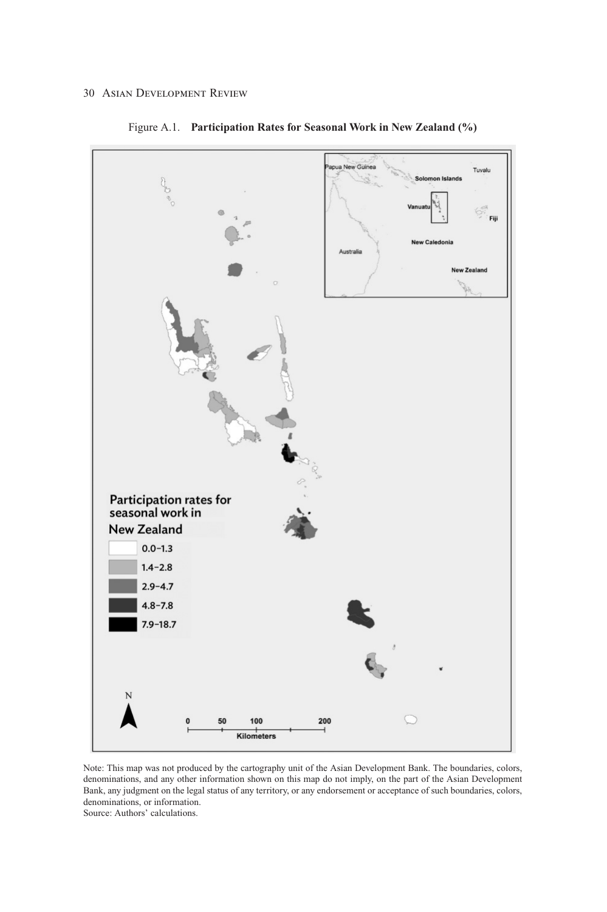Figure A.1. **Participation Rates for Seasonal Work in New Zealand (%)**

Participation rates for seasonal work in New Zealand

- 0.0–1.3
- 1.4–2.8
- 2.9–4.7
- 4.8–7.8
- 7.9–18.7

Note: This map was not produced by the cartography unit of the Asian Development Bank. The boundaries, colors, denominations, and any other information shown on this map do not imply, on the part of the Asian Development Bank, any judgment on the legal status of any territory, or any endorsement or acceptance of such boundaries, colors, denominations, or information.

Source: Authors' calculations.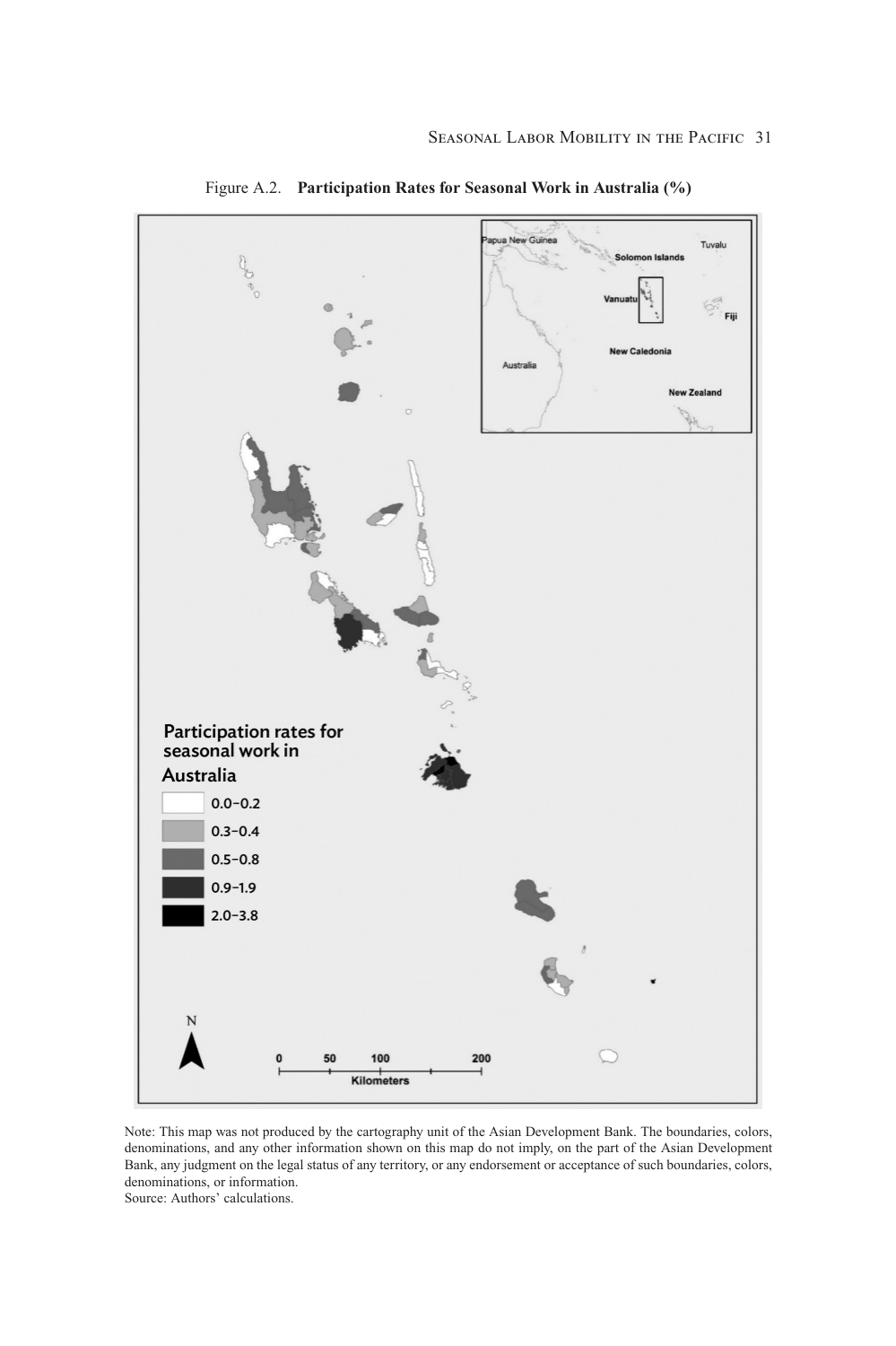Figure A.2. **Participation Rates for Seasonal Work in Australia (%)**

Papua New Guinea

Tuvalu

Solomon Islands

Vanuatu

Fiji

New Caledonia

Australia

New Zealand

Participation rates for seasonal work in Australia

0.0–0.2

0.3–0.4

0.5–0.8

0.9–1.9

2.0–3.8

N

0 50 100 200

Kilometers

Note: This map was not produced by the cartography unit of the Asian Development Bank. The boundaries, colors, denominations, and any other information shown on this map do not imply, on the part of the Asian Development Bank, any judgment on the legal status of any territory, or any endorsement or acceptance of such boundaries, colors, denominations, or information.

Source: Authors' calculations.